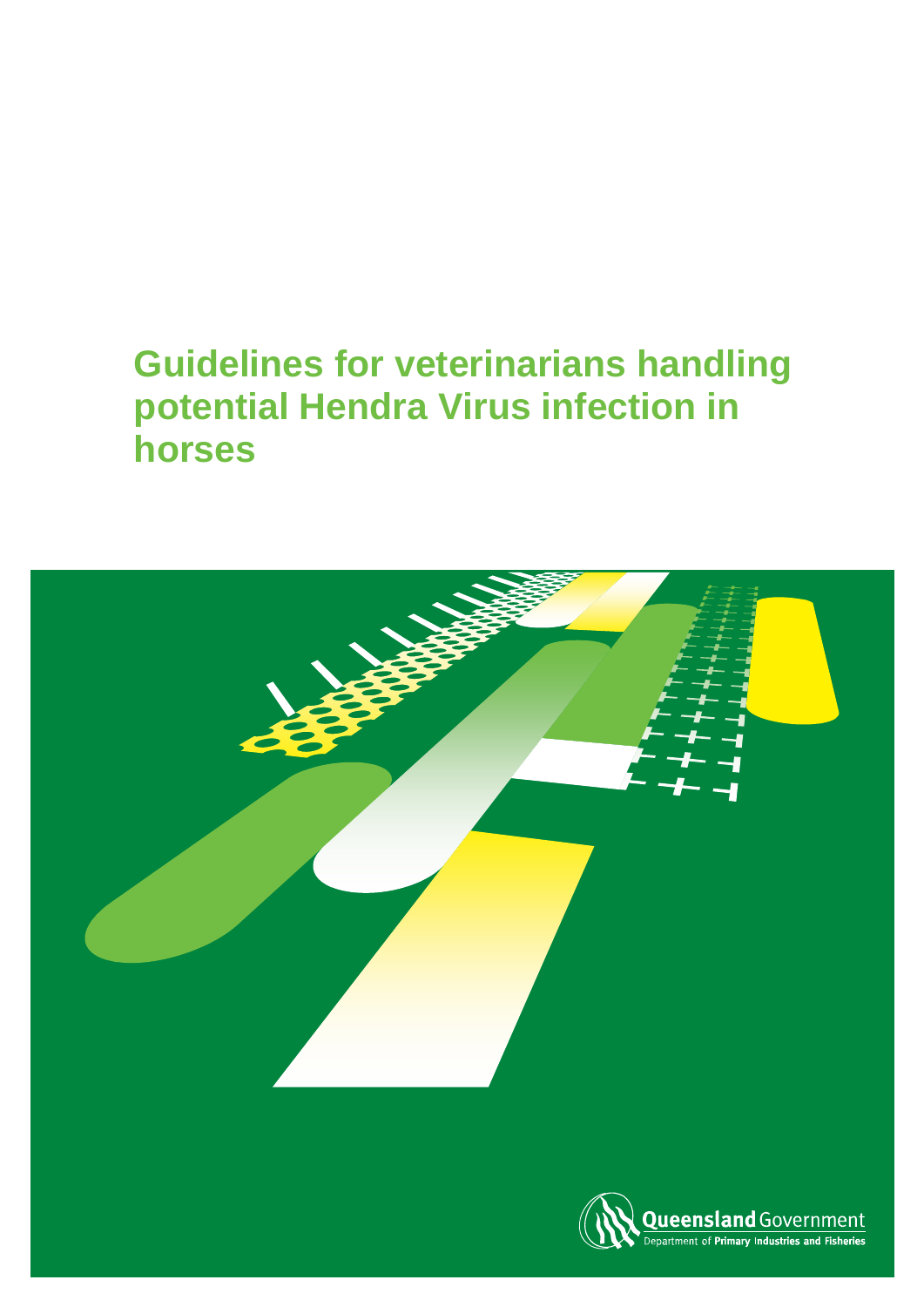# Guidelines for veterinarians handling potential Hendra Virus infection in horses

Queensland Government
Department of Primary Industries and Fisheries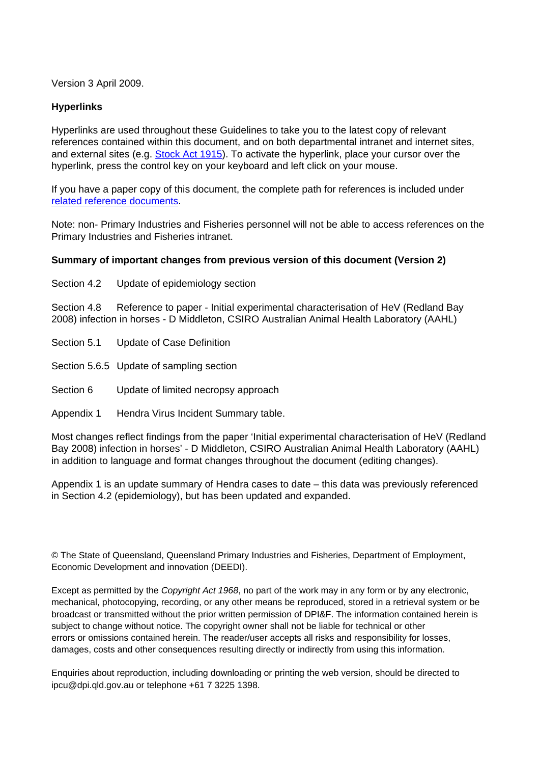Version 3 April 2009.

**Hyperlinks**

Hyperlinks are used throughout these Guidelines to take you to the latest copy of relevant references contained within this document, and on both departmental intranet and internet sites, and external sites (e.g. Stock Act 1915). To activate the hyperlink, place your cursor over the hyperlink, press the control key on your keyboard and left click on your mouse.

If you have a paper copy of this document, the complete path for references is included under related reference documents.

Note: non- Primary Industries and Fisheries personnel will not be able to access references on the Primary Industries and Fisheries intranet.

**Summary of important changes from previous version of this document (Version 2)**

Section 4.2 Update of epidemiology section

Section 4.8 Reference to paper - Initial experimental characterisation of HeV (Redland Bay 2008) infection in horses - D Middleton, CSIRO Australian Animal Health Laboratory (AAHL)

Section 5.1 Update of Case Definition

Section 5.6.5 Update of sampling section

Section 6 Update of limited necropsy approach

Appendix 1 Hendra Virus Incident Summary table.

Most changes reflect findings from the paper 'Initial experimental characterisation of HeV (Redland Bay 2008) infection in horses' - D Middleton, CSIRO Australian Animal Health Laboratory (AAHL) in addition to language and format changes throughout the document (editing changes).

Appendix 1 is an update summary of Hendra cases to date – this data was previously referenced in Section 4.2 (epidemiology), but has been updated and expanded.

© The State of Queensland, Queensland Primary Industries and Fisheries, Department of Employment, Economic Development and innovation (DEEDI).

Except as permitted by the *Copyright Act 1968*, no part of the work may in any form or by any electronic, mechanical, photocopying, recording, or any other means be reproduced, stored in a retrieval system or be broadcast or transmitted without the prior written permission of DPI&F. The information contained herein is subject to change without notice. The copyright owner shall not be liable for technical or other errors or omissions contained herein. The reader/user accepts all risks and responsibility for losses, damages, costs and other consequences resulting directly or indirectly from using this information.

Enquiries about reproduction, including downloading or printing the web version, should be directed to ipcu@dpi.qld.gov.au or telephone +61 7 3225 1398.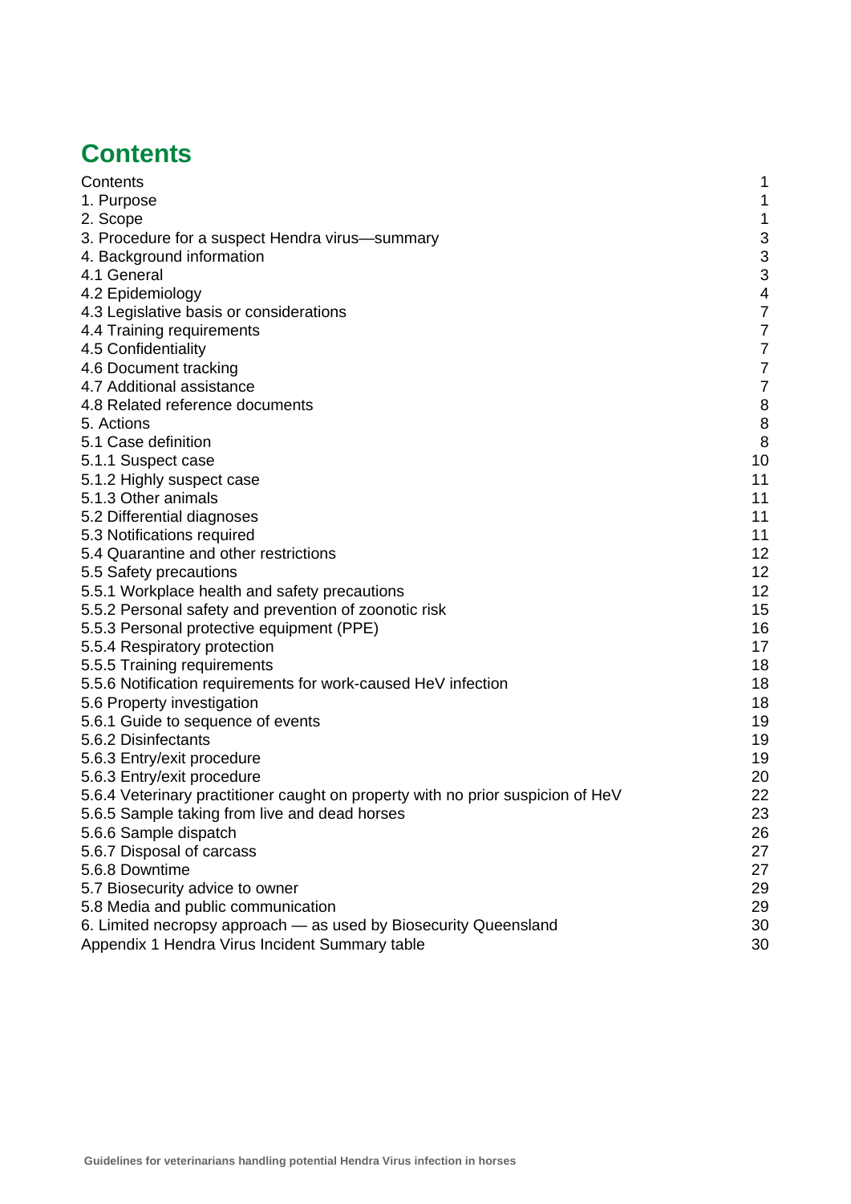# Contents

| | |
|---|---|
| Contents | 1 |
| 1. Purpose | 1 |
| 2. Scope | 1 |
| 3. Procedure for a suspect Hendra virus—summary | 3 |
| 4. Background information | 3 |
| 4.1 General | 3 |
| 4.2 Epidemiology | 4 |
| 4.3 Legislative basis or considerations | 7 |
| 4.4 Training requirements | 7 |
| 4.5 Confidentiality | 7 |
| 4.6 Document tracking | 7 |
| 4.7 Additional assistance | 7 |
| 4.8 Related reference documents | 8 |
| 5. Actions | 8 |
| 5.1 Case definition | 8 |
| 5.1.1 Suspect case | 10 |
| 5.1.2 Highly suspect case | 11 |
| 5.1.3 Other animals | 11 |
| 5.2 Differential diagnoses | 11 |
| 5.3 Notifications required | 11 |
| 5.4 Quarantine and other restrictions | 12 |
| 5.5 Safety precautions | 12 |
| 5.5.1 Workplace health and safety precautions | 12 |
| 5.5.2 Personal safety and prevention of zoonotic risk | 15 |
| 5.5.3 Personal protective equipment (PPE) | 16 |
| 5.5.4 Respiratory protection | 17 |
| 5.5.5 Training requirements | 18 |
| 5.5.6 Notification requirements for work-caused HeV infection | 18 |
| 5.6 Property investigation | 18 |
| 5.6.1 Guide to sequence of events | 19 |
| 5.6.2 Disinfectants | 19 |
| 5.6.3 Entry/exit procedure | 19 |
| 5.6.3 Entry/exit procedure | 20 |
| 5.6.4 Veterinary practitioner caught on property with no prior suspicion of HeV | 22 |
| 5.6.5 Sample taking from live and dead horses | 23 |
| 5.6.6 Sample dispatch | 26 |
| 5.6.7 Disposal of carcass | 27 |
| 5.6.8 Downtime | 27 |
| 5.7 Biosecurity advice to owner | 29 |
| 5.8 Media and public communication | 29 |
| 6. Limited necropsy approach — as used by Biosecurity Queensland | 30 |
| Appendix 1 Hendra Virus Incident Summary table | 30 |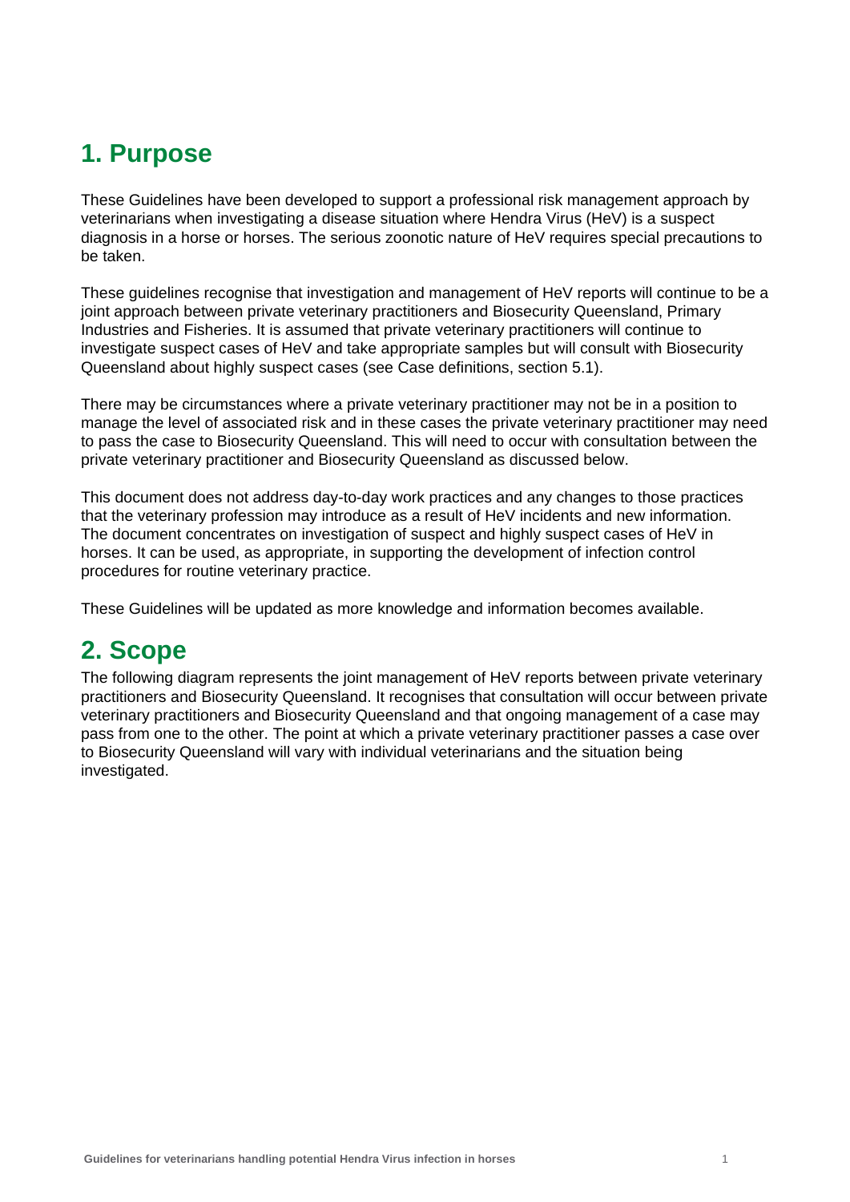# 1. Purpose

These Guidelines have been developed to support a professional risk management approach by veterinarians when investigating a disease situation where Hendra Virus (HeV) is a suspect diagnosis in a horse or horses. The serious zoonotic nature of HeV requires special precautions to be taken.

These guidelines recognise that investigation and management of HeV reports will continue to be a joint approach between private veterinary practitioners and Biosecurity Queensland, Primary Industries and Fisheries. It is assumed that private veterinary practitioners will continue to investigate suspect cases of HeV and take appropriate samples but will consult with Biosecurity Queensland about highly suspect cases (see Case definitions, section 5.1).

There may be circumstances where a private veterinary practitioner may not be in a position to manage the level of associated risk and in these cases the private veterinary practitioner may need to pass the case to Biosecurity Queensland. This will need to occur with consultation between the private veterinary practitioner and Biosecurity Queensland as discussed below.

This document does not address day-to-day work practices and any changes to those practices that the veterinary profession may introduce as a result of HeV incidents and new information. The document concentrates on investigation of suspect and highly suspect cases of HeV in horses. It can be used, as appropriate, in supporting the development of infection control procedures for routine veterinary practice.

These Guidelines will be updated as more knowledge and information becomes available.

# 2. Scope

The following diagram represents the joint management of HeV reports between private veterinary practitioners and Biosecurity Queensland. It recognises that consultation will occur between private veterinary practitioners and Biosecurity Queensland and that ongoing management of a case may pass from one to the other. The point at which a private veterinary practitioner passes a case over to Biosecurity Queensland will vary with individual veterinarians and the situation being investigated.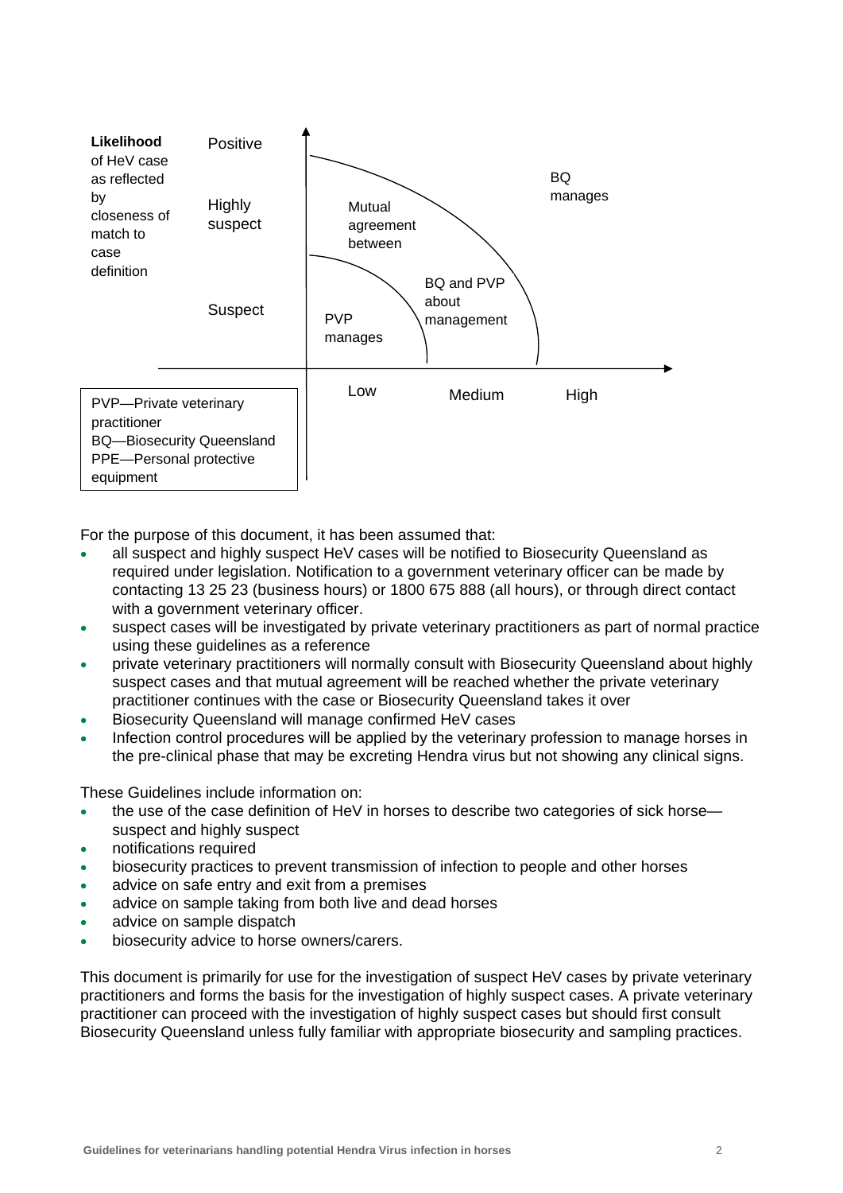**Likelihood** of HeV case as reflected by closeness of match to case definition

| | Low | Medium | High |
|---|---|---|---|
| Positive | | | BQ manages |
| Highly suspect | Mutual agreement between BQ and PVP about management | | |
| Suspect | PVP manages | | |

PVP—Private veterinary practitioner
BQ—Biosecurity Queensland
PPE—Personal protective equipment

For the purpose of this document, it has been assumed that:

- all suspect and highly suspect HeV cases will be notified to Biosecurity Queensland as required under legislation. Notification to a government veterinary officer can be made by contacting 13 25 23 (business hours) or 1800 675 888 (all hours), or through direct contact with a government veterinary officer.
- suspect cases will be investigated by private veterinary practitioners as part of normal practice using these guidelines as a reference
- private veterinary practitioners will normally consult with Biosecurity Queensland about highly suspect cases and that mutual agreement will be reached whether the private veterinary practitioner continues with the case or Biosecurity Queensland takes it over
- Biosecurity Queensland will manage confirmed HeV cases
- Infection control procedures will be applied by the veterinary profession to manage horses in the pre-clinical phase that may be excreting Hendra virus but not showing any clinical signs.

These Guidelines include information on:

- the use of the case definition of HeV in horses to describe two categories of sick horse—suspect and highly suspect
- notifications required
- biosecurity practices to prevent transmission of infection to people and other horses
- advice on safe entry and exit from a premises
- advice on sample taking from both live and dead horses
- advice on sample dispatch
- biosecurity advice to horse owners/carers.

This document is primarily for use for the investigation of suspect HeV cases by private veterinary practitioners and forms the basis for the investigation of highly suspect cases. A private veterinary practitioner can proceed with the investigation of highly suspect cases but should first consult Biosecurity Queensland unless fully familiar with appropriate biosecurity and sampling practices.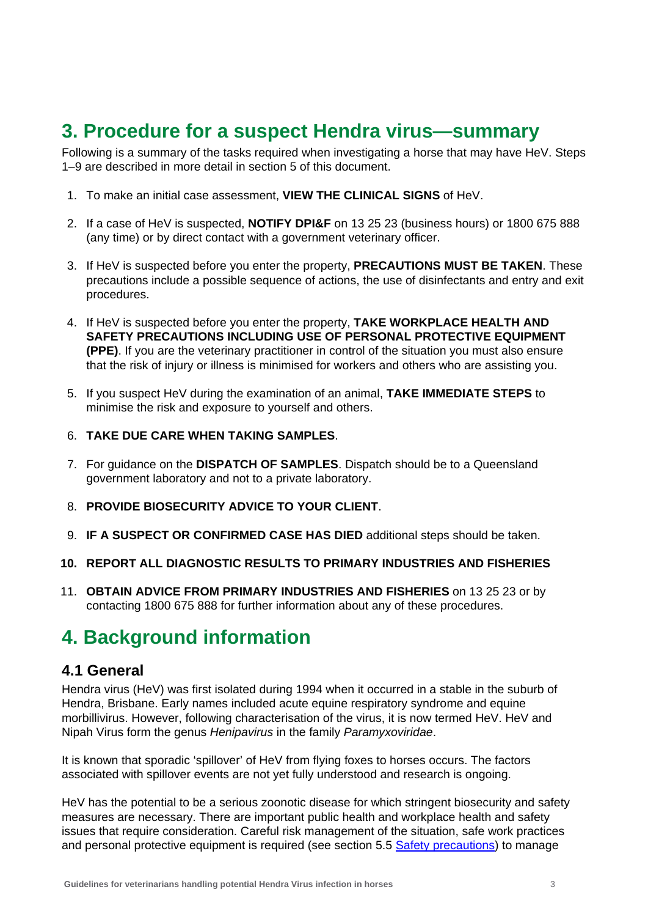## 3. Procedure for a suspect Hendra virus—summary

Following is a summary of the tasks required when investigating a horse that may have HeV. Steps 1–9 are described in more detail in section 5 of this document.

1. To make an initial case assessment, **VIEW THE CLINICAL SIGNS** of HeV.
2. If a case of HeV is suspected, **NOTIFY DPI&F** on 13 25 23 (business hours) or 1800 675 888 (any time) or by direct contact with a government veterinary officer.
3. If HeV is suspected before you enter the property, **PRECAUTIONS MUST BE TAKEN**. These precautions include a possible sequence of actions, the use of disinfectants and entry and exit procedures.
4. If HeV is suspected before you enter the property, **TAKE WORKPLACE HEALTH AND SAFETY PRECAUTIONS INCLUDING USE OF PERSONAL PROTECTIVE EQUIPMENT (PPE)**. If you are the veterinary practitioner in control of the situation you must also ensure that the risk of injury or illness is minimised for workers and others who are assisting you.
5. If you suspect HeV during the examination of an animal, **TAKE IMMEDIATE STEPS** to minimise the risk and exposure to yourself and others.
6. **TAKE DUE CARE WHEN TAKING SAMPLES**.
7. For guidance on the **DISPATCH OF SAMPLES**. Dispatch should be to a Queensland government laboratory and not to a private laboratory.
8. **PROVIDE BIOSECURITY ADVICE TO YOUR CLIENT**.
9. **IF A SUSPECT OR CONFIRMED CASE HAS DIED** additional steps should be taken.
10. **REPORT ALL DIAGNOSTIC RESULTS TO PRIMARY INDUSTRIES AND FISHERIES**
11. **OBTAIN ADVICE FROM PRIMARY INDUSTRIES AND FISHERIES** on 13 25 23 or by contacting 1800 675 888 for further information about any of these procedures.

## 4. Background information

### 4.1 General

Hendra virus (HeV) was first isolated during 1994 when it occurred in a stable in the suburb of Hendra, Brisbane. Early names included acute equine respiratory syndrome and equine morbillivirus. However, following characterisation of the virus, it is now termed HeV. HeV and Nipah Virus form the genus *Henipavirus* in the family *Paramyxoviridae*.

It is known that sporadic 'spillover' of HeV from flying foxes to horses occurs. The factors associated with spillover events are not yet fully understood and research is ongoing.

HeV has the potential to be a serious zoonotic disease for which stringent biosecurity and safety measures are necessary. There are important public health and workplace health and safety issues that require consideration. Careful risk management of the situation, safe work practices and personal protective equipment is required (see section 5.5 Safety precautions) to manage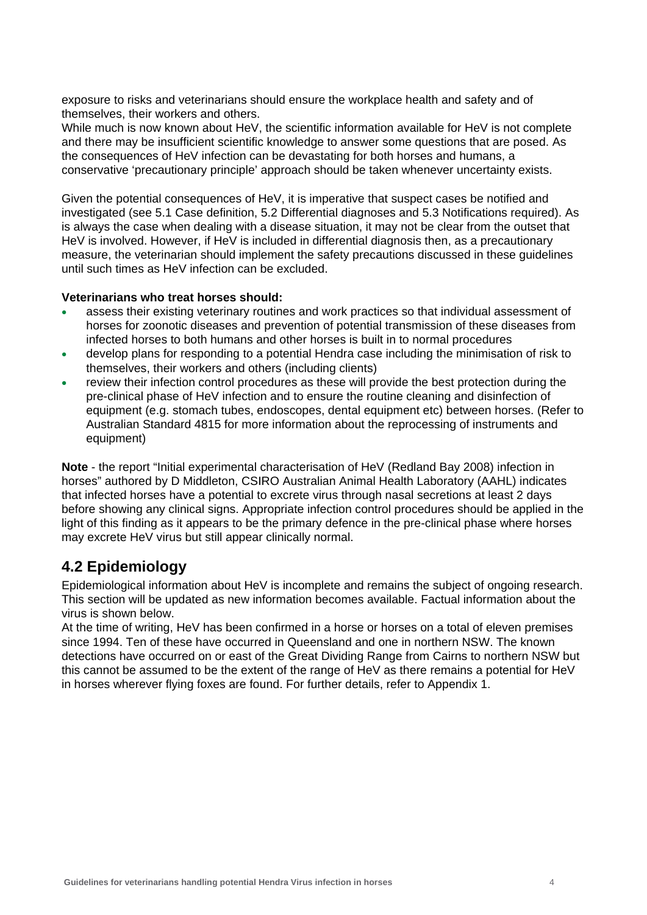exposure to risks and veterinarians should ensure the workplace health and safety and of themselves, their workers and others.

While much is now known about HeV, the scientific information available for HeV is not complete and there may be insufficient scientific knowledge to answer some questions that are posed. As the consequences of HeV infection can be devastating for both horses and humans, a conservative 'precautionary principle' approach should be taken whenever uncertainty exists.

Given the potential consequences of HeV, it is imperative that suspect cases be notified and investigated (see 5.1 Case definition, 5.2 Differential diagnoses and 5.3 Notifications required). As is always the case when dealing with a disease situation, it may not be clear from the outset that HeV is involved. However, if HeV is included in differential diagnosis then, as a precautionary measure, the veterinarian should implement the safety precautions discussed in these guidelines until such times as HeV infection can be excluded.

**Veterinarians who treat horses should:**

- assess their existing veterinary routines and work practices so that individual assessment of horses for zoonotic diseases and prevention of potential transmission of these diseases from infected horses to both humans and other horses is built in to normal procedures
- develop plans for responding to a potential Hendra case including the minimisation of risk to themselves, their workers and others (including clients)
- review their infection control procedures as these will provide the best protection during the pre-clinical phase of HeV infection and to ensure the routine cleaning and disinfection of equipment (e.g. stomach tubes, endoscopes, dental equipment etc) between horses. (Refer to Australian Standard 4815 for more information about the reprocessing of instruments and equipment)

**Note** - the report "Initial experimental characterisation of HeV (Redland Bay 2008) infection in horses" authored by D Middleton, CSIRO Australian Animal Health Laboratory (AAHL) indicates that infected horses have a potential to excrete virus through nasal secretions at least 2 days before showing any clinical signs. Appropriate infection control procedures should be applied in the light of this finding as it appears to be the primary defence in the pre-clinical phase where horses may excrete HeV virus but still appear clinically normal.

## 4.2 Epidemiology

Epidemiological information about HeV is incomplete and remains the subject of ongoing research. This section will be updated as new information becomes available. Factual information about the virus is shown below.

At the time of writing, HeV has been confirmed in a horse or horses on a total of eleven premises since 1994. Ten of these have occurred in Queensland and one in northern NSW. The known detections have occurred on or east of the Great Dividing Range from Cairns to northern NSW but this cannot be assumed to be the extent of the range of HeV as there remains a potential for HeV in horses wherever flying foxes are found. For further details, refer to Appendix 1.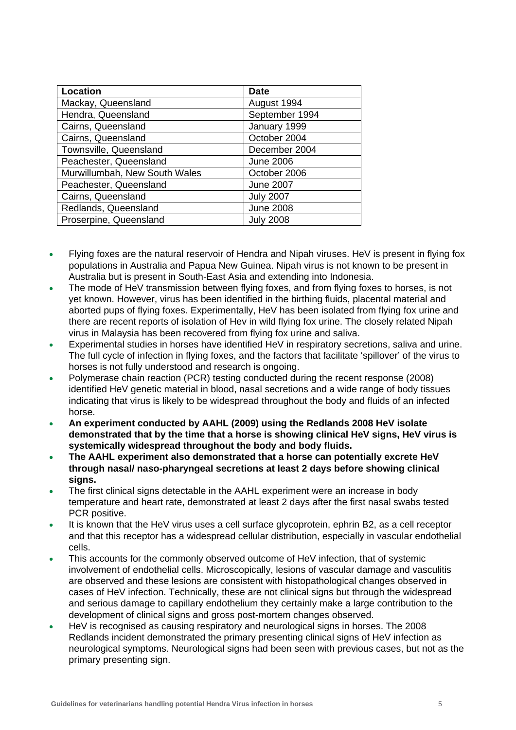| Location | Date |
|---|---|
| Mackay, Queensland | August 1994 |
| Hendra, Queensland | September 1994 |
| Cairns, Queensland | January 1999 |
| Cairns, Queensland | October 2004 |
| Townsville, Queensland | December 2004 |
| Peachester, Queensland | June 2006 |
| Murwillumbah, New South Wales | October 2006 |
| Peachester, Queensland | June 2007 |
| Cairns, Queensland | July 2007 |
| Redlands, Queensland | June 2008 |
| Proserpine, Queensland | July 2008 |

- Flying foxes are the natural reservoir of Hendra and Nipah viruses. HeV is present in flying fox populations in Australia and Papua New Guinea. Nipah virus is not known to be present in Australia but is present in South-East Asia and extending into Indonesia.
- The mode of HeV transmission between flying foxes, and from flying foxes to horses, is not yet known. However, virus has been identified in the birthing fluids, placental material and aborted pups of flying foxes. Experimentally, HeV has been isolated from flying fox urine and there are recent reports of isolation of Hev in wild flying fox urine. The closely related Nipah virus in Malaysia has been recovered from flying fox urine and saliva.
- Experimental studies in horses have identified HeV in respiratory secretions, saliva and urine. The full cycle of infection in flying foxes, and the factors that facilitate 'spillover' of the virus to horses is not fully understood and research is ongoing.
- Polymerase chain reaction (PCR) testing conducted during the recent response (2008) identified HeV genetic material in blood, nasal secretions and a wide range of body tissues indicating that virus is likely to be widespread throughout the body and fluids of an infected horse.
- **An experiment conducted by AAHL (2009) using the Redlands 2008 HeV isolate demonstrated that by the time that a horse is showing clinical HeV signs, HeV virus is systemically widespread throughout the body and body fluids.**
- **The AAHL experiment also demonstrated that a horse can potentially excrete HeV through nasal/ naso-pharyngeal secretions at least 2 days before showing clinical signs.**
- The first clinical signs detectable in the AAHL experiment were an increase in body temperature and heart rate, demonstrated at least 2 days after the first nasal swabs tested PCR positive.
- It is known that the HeV virus uses a cell surface glycoprotein, ephrin B2, as a cell receptor and that this receptor has a widespread cellular distribution, especially in vascular endothelial cells.
- This accounts for the commonly observed outcome of HeV infection, that of systemic involvement of endothelial cells. Microscopically, lesions of vascular damage and vasculitis are observed and these lesions are consistent with histopathological changes observed in cases of HeV infection. Technically, these are not clinical signs but through the widespread and serious damage to capillary endothelium they certainly make a large contribution to the development of clinical signs and gross post-mortem changes observed.
- HeV is recognised as causing respiratory and neurological signs in horses. The 2008 Redlands incident demonstrated the primary presenting clinical signs of HeV infection as neurological symptoms. Neurological signs had been seen with previous cases, but not as the primary presenting sign.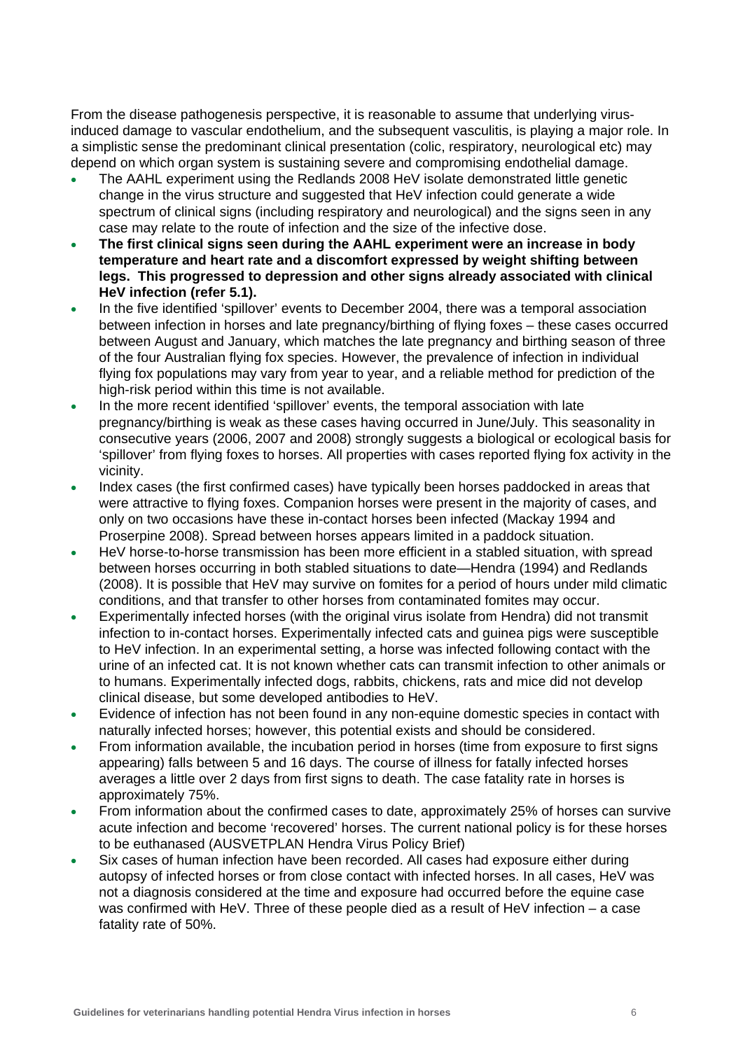From the disease pathogenesis perspective, it is reasonable to assume that underlying virus-induced damage to vascular endothelium, and the subsequent vasculitis, is playing a major role. In a simplistic sense the predominant clinical presentation (colic, respiratory, neurological etc) may depend on which organ system is sustaining severe and compromising endothelial damage.

- The AAHL experiment using the Redlands 2008 HeV isolate demonstrated little genetic change in the virus structure and suggested that HeV infection could generate a wide spectrum of clinical signs (including respiratory and neurological) and the signs seen in any case may relate to the route of infection and the size of the infective dose.
- **The first clinical signs seen during the AAHL experiment were an increase in body temperature and heart rate and a discomfort expressed by weight shifting between legs. This progressed to depression and other signs already associated with clinical HeV infection (refer 5.1).**
- In the five identified 'spillover' events to December 2004, there was a temporal association between infection in horses and late pregnancy/birthing of flying foxes – these cases occurred between August and January, which matches the late pregnancy and birthing season of three of the four Australian flying fox species. However, the prevalence of infection in individual flying fox populations may vary from year to year, and a reliable method for prediction of the high-risk period within this time is not available.
- In the more recent identified 'spillover' events, the temporal association with late pregnancy/birthing is weak as these cases having occurred in June/July. This seasonality in consecutive years (2006, 2007 and 2008) strongly suggests a biological or ecological basis for 'spillover' from flying foxes to horses. All properties with cases reported flying fox activity in the vicinity.
- Index cases (the first confirmed cases) have typically been horses paddocked in areas that were attractive to flying foxes. Companion horses were present in the majority of cases, and only on two occasions have these in-contact horses been infected (Mackay 1994 and Proserpine 2008). Spread between horses appears limited in a paddock situation.
- HeV horse-to-horse transmission has been more efficient in a stabled situation, with spread between horses occurring in both stabled situations to date—Hendra (1994) and Redlands (2008). It is possible that HeV may survive on fomites for a period of hours under mild climatic conditions, and that transfer to other horses from contaminated fomites may occur.
- Experimentally infected horses (with the original virus isolate from Hendra) did not transmit infection to in-contact horses. Experimentally infected cats and guinea pigs were susceptible to HeV infection. In an experimental setting, a horse was infected following contact with the urine of an infected cat. It is not known whether cats can transmit infection to other animals or to humans. Experimentally infected dogs, rabbits, chickens, rats and mice did not develop clinical disease, but some developed antibodies to HeV.
- Evidence of infection has not been found in any non-equine domestic species in contact with naturally infected horses; however, this potential exists and should be considered.
- From information available, the incubation period in horses (time from exposure to first signs appearing) falls between 5 and 16 days. The course of illness for fatally infected horses averages a little over 2 days from first signs to death. The case fatality rate in horses is approximately 75%.
- From information about the confirmed cases to date, approximately 25% of horses can survive acute infection and become 'recovered' horses. The current national policy is for these horses to be euthanased (AUSVETPLAN Hendra Virus Policy Brief)
- Six cases of human infection have been recorded. All cases had exposure either during autopsy of infected horses or from close contact with infected horses. In all cases, HeV was not a diagnosis considered at the time and exposure had occurred before the equine case was confirmed with HeV. Three of these people died as a result of HeV infection – a case fatality rate of 50%.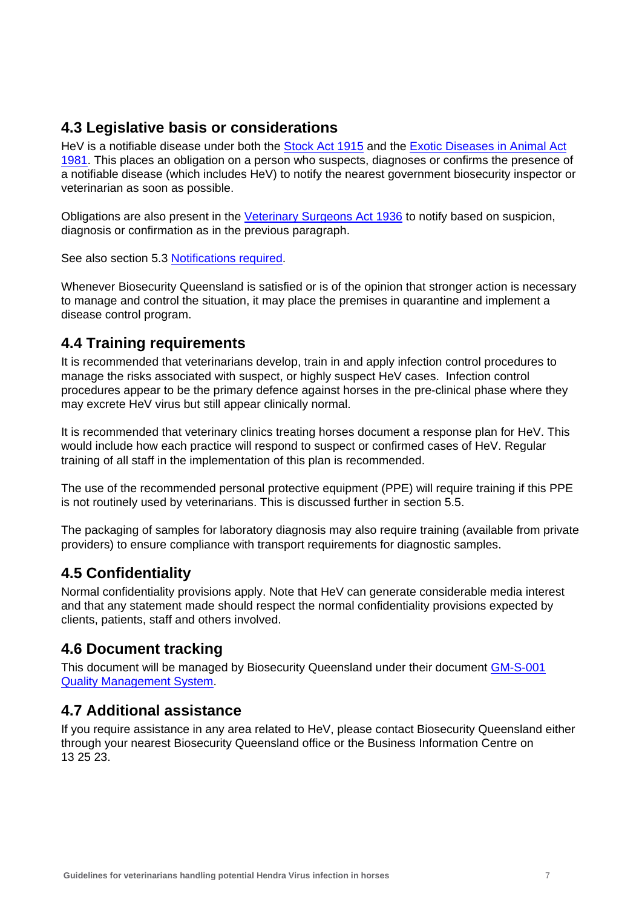## 4.3 Legislative basis or considerations

HeV is a notifiable disease under both the Stock Act 1915 and the Exotic Diseases in Animal Act 1981. This places an obligation on a person who suspects, diagnoses or confirms the presence of a notifiable disease (which includes HeV) to notify the nearest government biosecurity inspector or veterinarian as soon as possible.

Obligations are also present in the Veterinary Surgeons Act 1936 to notify based on suspicion, diagnosis or confirmation as in the previous paragraph.

See also section 5.3 Notifications required.

Whenever Biosecurity Queensland is satisfied or is of the opinion that stronger action is necessary to manage and control the situation, it may place the premises in quarantine and implement a disease control program.

## 4.4 Training requirements

It is recommended that veterinarians develop, train in and apply infection control procedures to manage the risks associated with suspect, or highly suspect HeV cases. Infection control procedures appear to be the primary defence against horses in the pre-clinical phase where they may excrete HeV virus but still appear clinically normal.

It is recommended that veterinary clinics treating horses document a response plan for HeV. This would include how each practice will respond to suspect or confirmed cases of HeV. Regular training of all staff in the implementation of this plan is recommended.

The use of the recommended personal protective equipment (PPE) will require training if this PPE is not routinely used by veterinarians. This is discussed further in section 5.5.

The packaging of samples for laboratory diagnosis may also require training (available from private providers) to ensure compliance with transport requirements for diagnostic samples.

## 4.5 Confidentiality

Normal confidentiality provisions apply. Note that HeV can generate considerable media interest and that any statement made should respect the normal confidentiality provisions expected by clients, patients, staff and others involved.

## 4.6 Document tracking

This document will be managed by Biosecurity Queensland under their document GM-S-001 Quality Management System.

## 4.7 Additional assistance

If you require assistance in any area related to HeV, please contact Biosecurity Queensland either through your nearest Biosecurity Queensland office or the Business Information Centre on 13 25 23.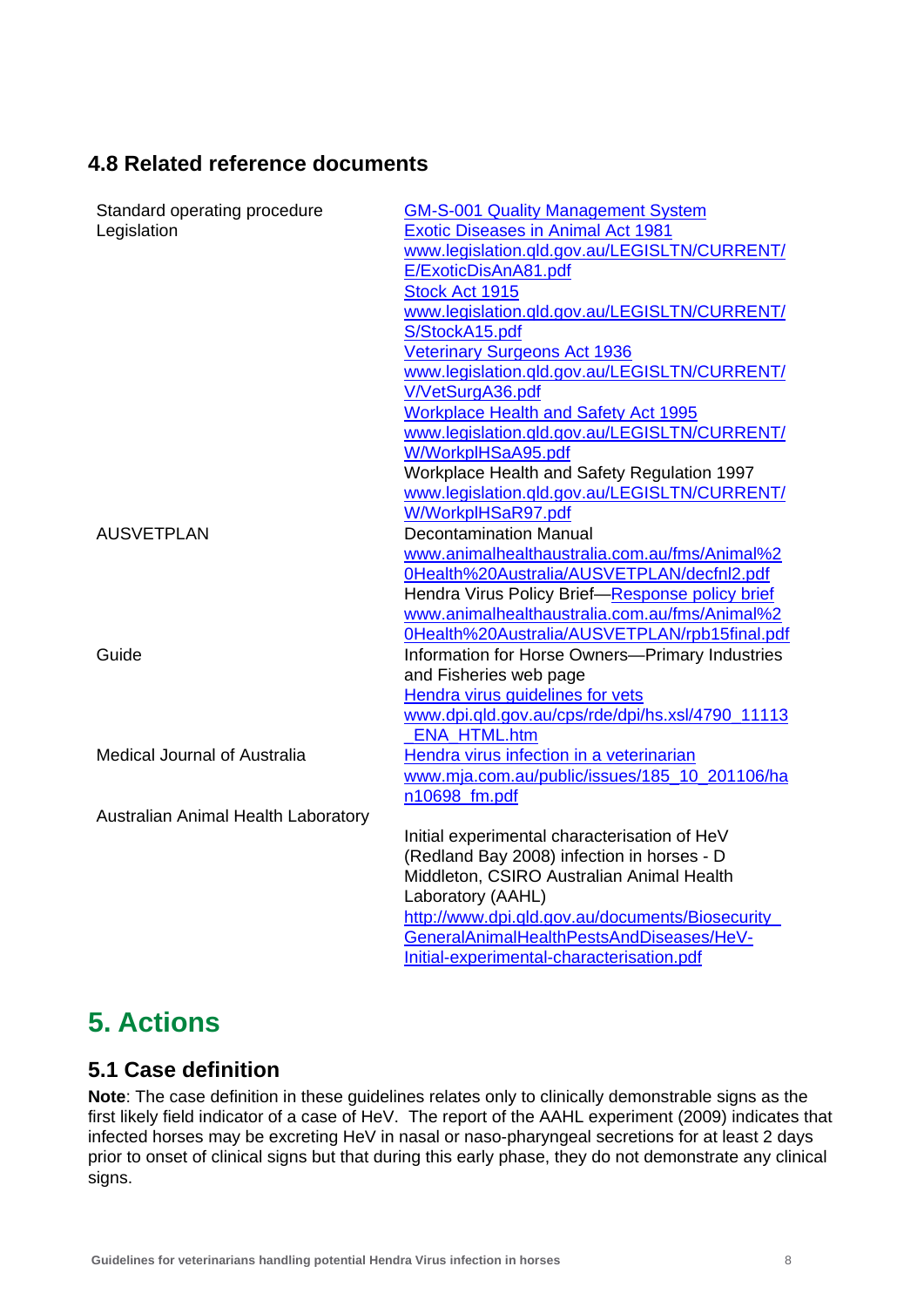### 4.8 Related reference documents

| | |
|---|---|
| Standard operating procedure | GM-S-001 Quality Management System |
| Legislation | Exotic Diseases in Animal Act 1981<br>www.legislation.qld.gov.au/LEGISLTN/CURRENT/E/ExoticDisAnA81.pdf<br>Stock Act 1915<br>www.legislation.qld.gov.au/LEGISLTN/CURRENT/S/StockA15.pdf<br>Veterinary Surgeons Act 1936<br>www.legislation.qld.gov.au/LEGISLTN/CURRENT/V/VetSurgA36.pdf<br>Workplace Health and Safety Act 1995<br>www.legislation.qld.gov.au/LEGISLTN/CURRENT/W/WorkplHSaA95.pdf<br>Workplace Health and Safety Regulation 1997<br>www.legislation.qld.gov.au/LEGISLTN/CURRENT/W/WorkplHSaR97.pdf |
| AUSVETPLAN | Decontamination Manual<br>www.animalhealthaustralia.com.au/fms/Animal%20Health%20Australia/AUSVETPLAN/decfnl2.pdf<br>Hendra Virus Policy Brief—Response policy brief<br>www.animalhealthaustralia.com.au/fms/Animal%20Health%20Australia/AUSVETPLAN/rpb15final.pdf |
| Guide | Information for Horse Owners—Primary Industries and Fisheries web page<br>Hendra virus guidelines for vets<br>www.dpi.qld.gov.au/cps/rde/dpi/hs.xsl/4790_11113_ENA_HTML.htm |
| Medical Journal of Australia | Hendra virus infection in a veterinarian<br>www.mja.com.au/public/issues/185_10_201106/han10698_fm.pdf |
| Australian Animal Health Laboratory | Initial experimental characterisation of HeV (Redland Bay 2008) infection in horses - D Middleton, CSIRO Australian Animal Health Laboratory (AAHL)<br>http://www.dpi.qld.gov.au/documents/Biosecurity_GeneralAnimalHealthPestsAndDiseases/HeV-Initial-experimental-characterisation.pdf |

# 5. Actions

### 5.1 Case definition

**Note**: The case definition in these guidelines relates only to clinically demonstrable signs as the first likely field indicator of a case of HeV. The report of the AAHL experiment (2009) indicates that infected horses may be excreting HeV in nasal or naso-pharyngeal secretions for at least 2 days prior to onset of clinical signs but that during this early phase, they do not demonstrate any clinical signs.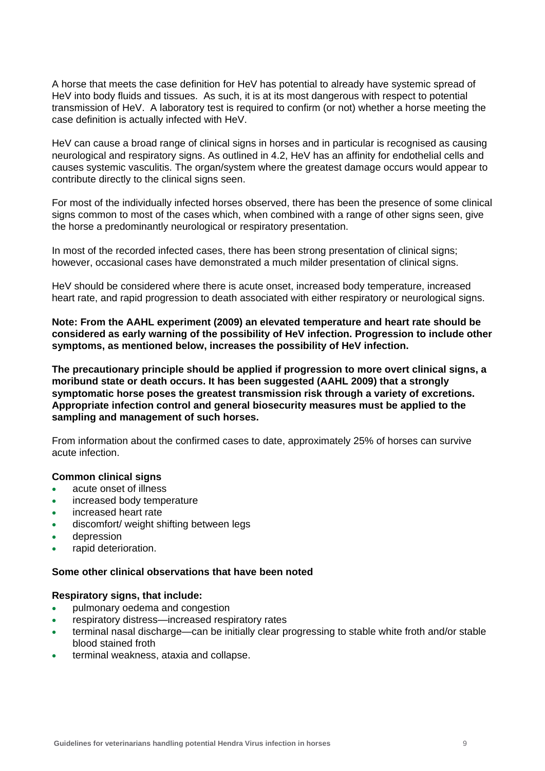A horse that meets the case definition for HeV has potential to already have systemic spread of HeV into body fluids and tissues. As such, it is at its most dangerous with respect to potential transmission of HeV. A laboratory test is required to confirm (or not) whether a horse meeting the case definition is actually infected with HeV.

HeV can cause a broad range of clinical signs in horses and in particular is recognised as causing neurological and respiratory signs. As outlined in 4.2, HeV has an affinity for endothelial cells and causes systemic vasculitis. The organ/system where the greatest damage occurs would appear to contribute directly to the clinical signs seen.

For most of the individually infected horses observed, there has been the presence of some clinical signs common to most of the cases which, when combined with a range of other signs seen, give the horse a predominantly neurological or respiratory presentation.

In most of the recorded infected cases, there has been strong presentation of clinical signs; however, occasional cases have demonstrated a much milder presentation of clinical signs.

HeV should be considered where there is acute onset, increased body temperature, increased heart rate, and rapid progression to death associated with either respiratory or neurological signs.

**Note: From the AAHL experiment (2009) an elevated temperature and heart rate should be considered as early warning of the possibility of HeV infection. Progression to include other symptoms, as mentioned below, increases the possibility of HeV infection.**

**The precautionary principle should be applied if progression to more overt clinical signs, a moribund state or death occurs. It has been suggested (AAHL 2009) that a strongly symptomatic horse poses the greatest transmission risk through a variety of excretions. Appropriate infection control and general biosecurity measures must be applied to the sampling and management of such horses.**

From information about the confirmed cases to date, approximately 25% of horses can survive acute infection.

**Common clinical signs**

- acute onset of illness
- increased body temperature
- increased heart rate
- discomfort/ weight shifting between legs
- depression
- rapid deterioration.

**Some other clinical observations that have been noted**

**Respiratory signs, that include:**

- pulmonary oedema and congestion
- respiratory distress—increased respiratory rates
- terminal nasal discharge—can be initially clear progressing to stable white froth and/or stable blood stained froth
- terminal weakness, ataxia and collapse.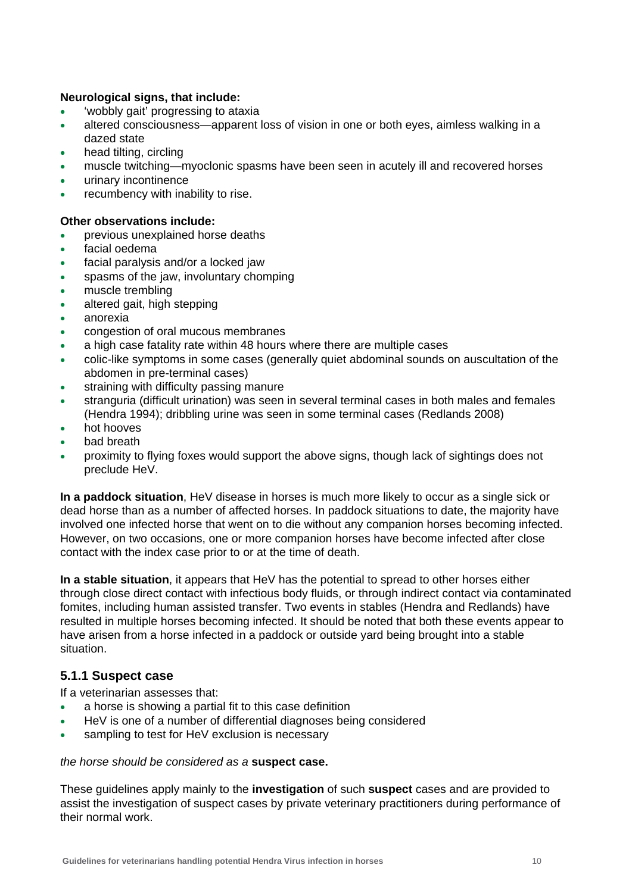**Neurological signs, that include:**

- 'wobbly gait' progressing to ataxia
- altered consciousness—apparent loss of vision in one or both eyes, aimless walking in a dazed state
- head tilting, circling
- muscle twitching—myoclonic spasms have been seen in acutely ill and recovered horses
- urinary incontinence
- recumbency with inability to rise.

**Other observations include:**

- previous unexplained horse deaths
- facial oedema
- facial paralysis and/or a locked jaw
- spasms of the jaw, involuntary chomping
- muscle trembling
- altered gait, high stepping
- anorexia
- congestion of oral mucous membranes
- a high case fatality rate within 48 hours where there are multiple cases
- colic-like symptoms in some cases (generally quiet abdominal sounds on auscultation of the abdomen in pre-terminal cases)
- straining with difficulty passing manure
- stranguria (difficult urination) was seen in several terminal cases in both males and females (Hendra 1994); dribbling urine was seen in some terminal cases (Redlands 2008)
- hot hooves
- bad breath
- proximity to flying foxes would support the above signs, though lack of sightings does not preclude HeV.

**In a paddock situation**, HeV disease in horses is much more likely to occur as a single sick or dead horse than as a number of affected horses. In paddock situations to date, the majority have involved one infected horse that went on to die without any companion horses becoming infected. However, on two occasions, one or more companion horses have become infected after close contact with the index case prior to or at the time of death.

**In a stable situation**, it appears that HeV has the potential to spread to other horses either through close direct contact with infectious body fluids, or through indirect contact via contaminated fomites, including human assisted transfer. Two events in stables (Hendra and Redlands) have resulted in multiple horses becoming infected. It should be noted that both these events appear to have arisen from a horse infected in a paddock or outside yard being brought into a stable situation.

### 5.1.1 Suspect case

If a veterinarian assesses that:

- a horse is showing a partial fit to this case definition
- HeV is one of a number of differential diagnoses being considered
- sampling to test for HeV exclusion is necessary

*the horse should be considered as a* **suspect case.**

These guidelines apply mainly to the **investigation** of such **suspect** cases and are provided to assist the investigation of suspect cases by private veterinary practitioners during performance of their normal work.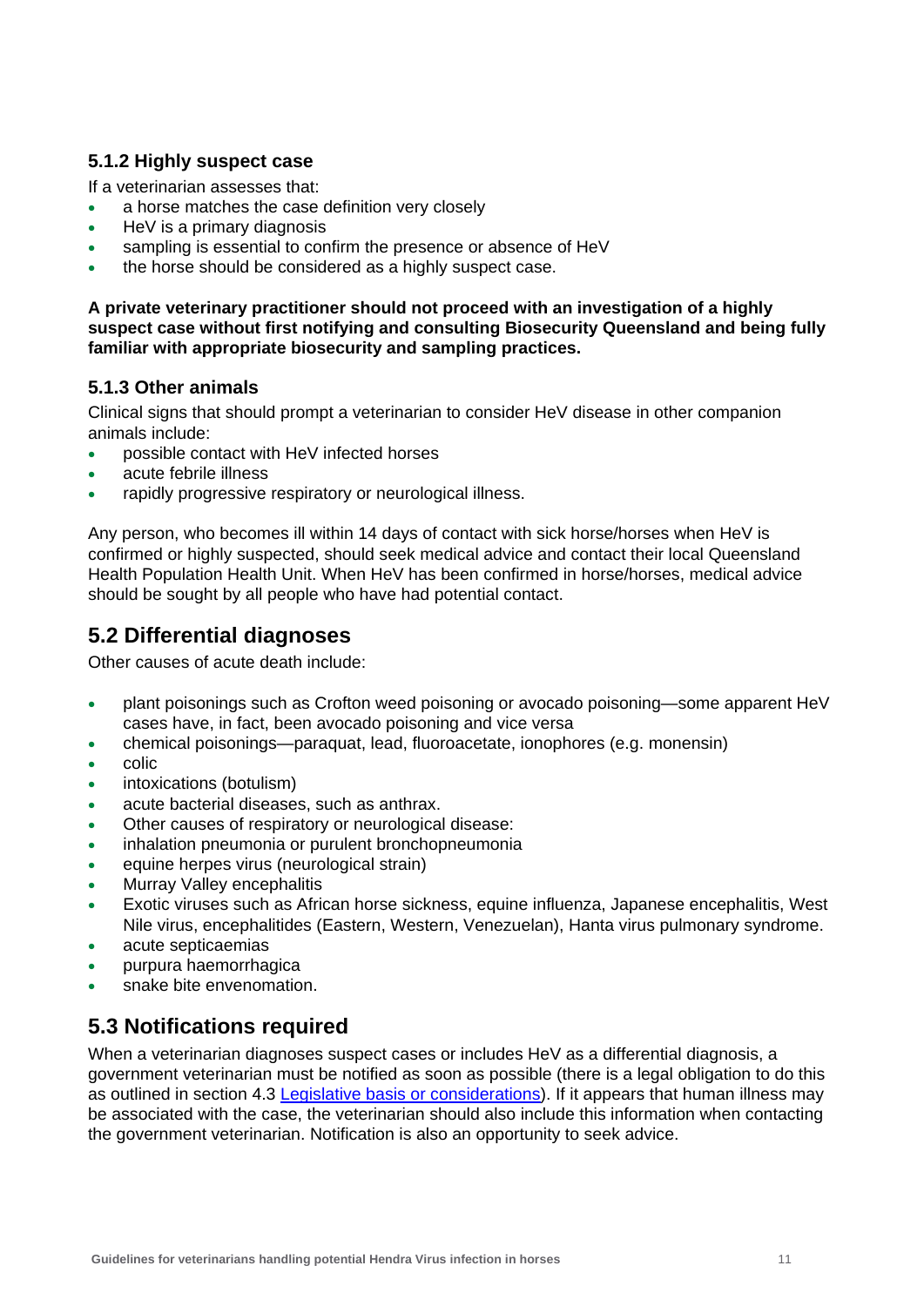### 5.1.2 Highly suspect case

If a veterinarian assesses that:

- a horse matches the case definition very closely
- HeV is a primary diagnosis
- sampling is essential to confirm the presence or absence of HeV
- the horse should be considered as a highly suspect case.

**A private veterinary practitioner should not proceed with an investigation of a highly suspect case without first notifying and consulting Biosecurity Queensland and being fully familiar with appropriate biosecurity and sampling practices.**

### 5.1.3 Other animals

Clinical signs that should prompt a veterinarian to consider HeV disease in other companion animals include:

- possible contact with HeV infected horses
- acute febrile illness
- rapidly progressive respiratory or neurological illness.

Any person, who becomes ill within 14 days of contact with sick horse/horses when HeV is confirmed or highly suspected, should seek medical advice and contact their local Queensland Health Population Health Unit. When HeV has been confirmed in horse/horses, medical advice should be sought by all people who have had potential contact.

## 5.2 Differential diagnoses

Other causes of acute death include:

- plant poisonings such as Crofton weed poisoning or avocado poisoning—some apparent HeV cases have, in fact, been avocado poisoning and vice versa
- chemical poisonings—paraquat, lead, fluoroacetate, ionophores (e.g. monensin)
- colic
- intoxications (botulism)
- acute bacterial diseases, such as anthrax.
- Other causes of respiratory or neurological disease:
- inhalation pneumonia or purulent bronchopneumonia
- equine herpes virus (neurological strain)
- Murray Valley encephalitis
- Exotic viruses such as African horse sickness, equine influenza, Japanese encephalitis, West Nile virus, encephalitides (Eastern, Western, Venezuelan), Hanta virus pulmonary syndrome.
- acute septicaemias
- purpura haemorrhagica
- snake bite envenomation.

## 5.3 Notifications required

When a veterinarian diagnoses suspect cases or includes HeV as a differential diagnosis, a government veterinarian must be notified as soon as possible (there is a legal obligation to do this as outlined in section 4.3 Legislative basis or considerations). If it appears that human illness may be associated with the case, the veterinarian should also include this information when contacting the government veterinarian. Notification is also an opportunity to seek advice.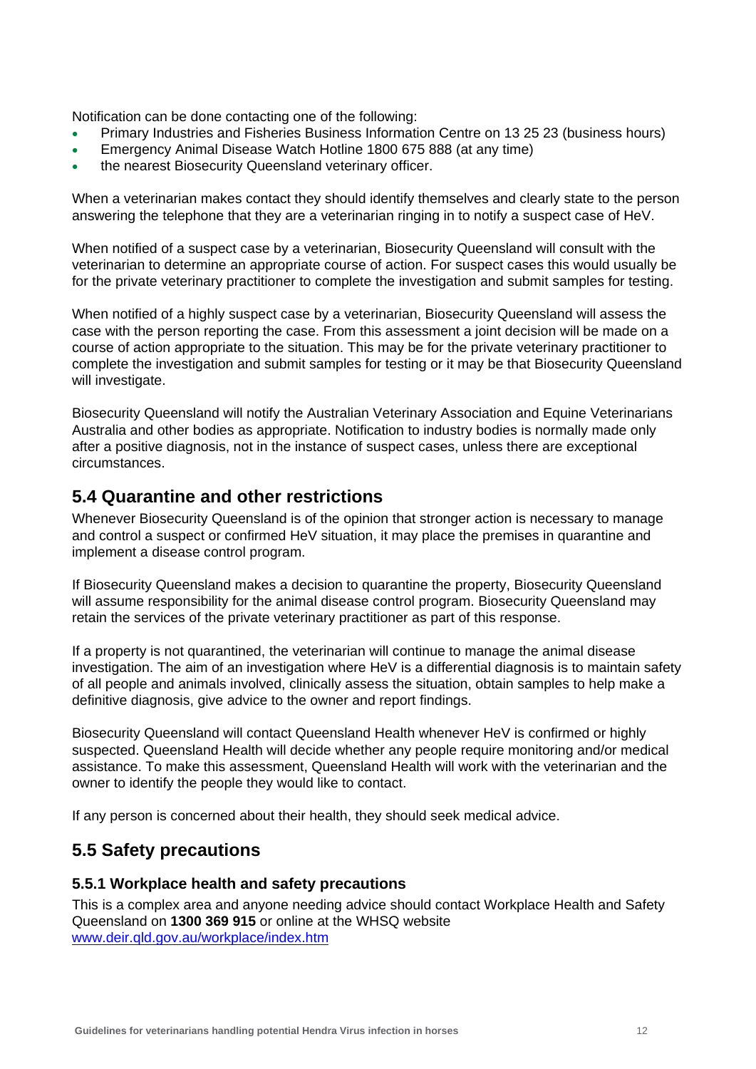Notification can be done contacting one of the following:

- Primary Industries and Fisheries Business Information Centre on 13 25 23 (business hours)
- Emergency Animal Disease Watch Hotline 1800 675 888 (at any time)
- the nearest Biosecurity Queensland veterinary officer.

When a veterinarian makes contact they should identify themselves and clearly state to the person answering the telephone that they are a veterinarian ringing in to notify a suspect case of HeV.

When notified of a suspect case by a veterinarian, Biosecurity Queensland will consult with the veterinarian to determine an appropriate course of action. For suspect cases this would usually be for the private veterinary practitioner to complete the investigation and submit samples for testing.

When notified of a highly suspect case by a veterinarian, Biosecurity Queensland will assess the case with the person reporting the case. From this assessment a joint decision will be made on a course of action appropriate to the situation. This may be for the private veterinary practitioner to complete the investigation and submit samples for testing or it may be that Biosecurity Queensland will investigate.

Biosecurity Queensland will notify the Australian Veterinary Association and Equine Veterinarians Australia and other bodies as appropriate. Notification to industry bodies is normally made only after a positive diagnosis, not in the instance of suspect cases, unless there are exceptional circumstances.

## 5.4 Quarantine and other restrictions

Whenever Biosecurity Queensland is of the opinion that stronger action is necessary to manage and control a suspect or confirmed HeV situation, it may place the premises in quarantine and implement a disease control program.

If Biosecurity Queensland makes a decision to quarantine the property, Biosecurity Queensland will assume responsibility for the animal disease control program. Biosecurity Queensland may retain the services of the private veterinary practitioner as part of this response.

If a property is not quarantined, the veterinarian will continue to manage the animal disease investigation. The aim of an investigation where HeV is a differential diagnosis is to maintain safety of all people and animals involved, clinically assess the situation, obtain samples to help make a definitive diagnosis, give advice to the owner and report findings.

Biosecurity Queensland will contact Queensland Health whenever HeV is confirmed or highly suspected. Queensland Health will decide whether any people require monitoring and/or medical assistance. To make this assessment, Queensland Health will work with the veterinarian and the owner to identify the people they would like to contact.

If any person is concerned about their health, they should seek medical advice.

## 5.5 Safety precautions

### 5.5.1 Workplace health and safety precautions

This is a complex area and anyone needing advice should contact Workplace Health and Safety Queensland on **1300 369 915** or online at the WHSQ website [www.deir.qld.gov.au/workplace/index.htm](www.deir.qld.gov.au/workplace/index.htm)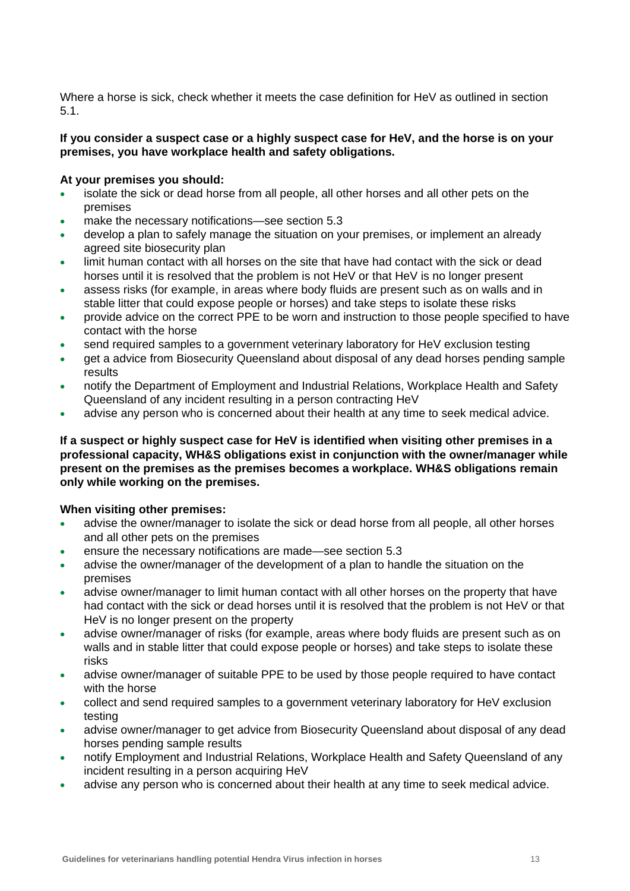Where a horse is sick, check whether it meets the case definition for HeV as outlined in section 5.1.

**If you consider a suspect case or a highly suspect case for HeV, and the horse is on your premises, you have workplace health and safety obligations.**

**At your premises you should:**

- isolate the sick or dead horse from all people, all other horses and all other pets on the premises
- make the necessary notifications—see section 5.3
- develop a plan to safely manage the situation on your premises, or implement an already agreed site biosecurity plan
- limit human contact with all horses on the site that have had contact with the sick or dead horses until it is resolved that the problem is not HeV or that HeV is no longer present
- assess risks (for example, in areas where body fluids are present such as on walls and in stable litter that could expose people or horses) and take steps to isolate these risks
- provide advice on the correct PPE to be worn and instruction to those people specified to have contact with the horse
- send required samples to a government veterinary laboratory for HeV exclusion testing
- get a advice from Biosecurity Queensland about disposal of any dead horses pending sample results
- notify the Department of Employment and Industrial Relations, Workplace Health and Safety Queensland of any incident resulting in a person contracting HeV
- advise any person who is concerned about their health at any time to seek medical advice.

**If a suspect or highly suspect case for HeV is identified when visiting other premises in a professional capacity, WH&S obligations exist in conjunction with the owner/manager while present on the premises as the premises becomes a workplace. WH&S obligations remain only while working on the premises.**

**When visiting other premises:**

- advise the owner/manager to isolate the sick or dead horse from all people, all other horses and all other pets on the premises
- ensure the necessary notifications are made—see section 5.3
- advise the owner/manager of the development of a plan to handle the situation on the premises
- advise owner/manager to limit human contact with all other horses on the property that have had contact with the sick or dead horses until it is resolved that the problem is not HeV or that HeV is no longer present on the property
- advise owner/manager of risks (for example, areas where body fluids are present such as on walls and in stable litter that could expose people or horses) and take steps to isolate these risks
- advise owner/manager of suitable PPE to be used by those people required to have contact with the horse
- collect and send required samples to a government veterinary laboratory for HeV exclusion testing
- advise owner/manager to get advice from Biosecurity Queensland about disposal of any dead horses pending sample results
- notify Employment and Industrial Relations, Workplace Health and Safety Queensland of any incident resulting in a person acquiring HeV
- advise any person who is concerned about their health at any time to seek medical advice.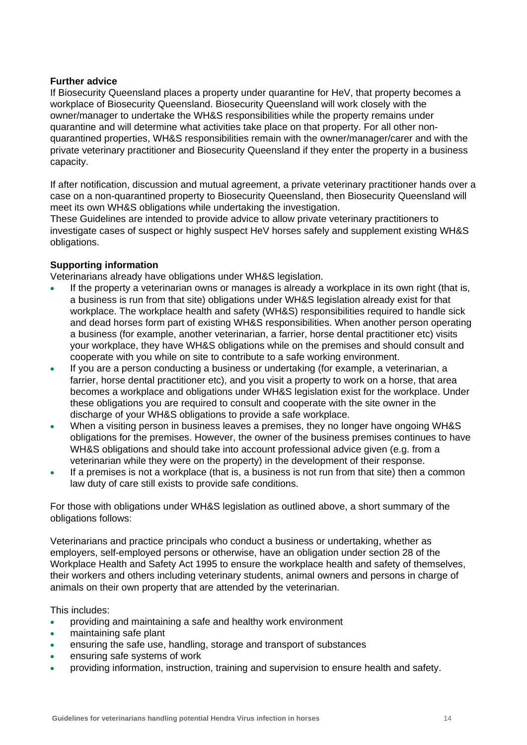**Further advice**

If Biosecurity Queensland places a property under quarantine for HeV, that property becomes a workplace of Biosecurity Queensland. Biosecurity Queensland will work closely with the owner/manager to undertake the WH&S responsibilities while the property remains under quarantine and will determine what activities take place on that property. For all other non-quarantined properties, WH&S responsibilities remain with the owner/manager/carer and with the private veterinary practitioner and Biosecurity Queensland if they enter the property in a business capacity.

If after notification, discussion and mutual agreement, a private veterinary practitioner hands over a case on a non-quarantined property to Biosecurity Queensland, then Biosecurity Queensland will meet its own WH&S obligations while undertaking the investigation.

These Guidelines are intended to provide advice to allow private veterinary practitioners to investigate cases of suspect or highly suspect HeV horses safely and supplement existing WH&S obligations.

**Supporting information**

Veterinarians already have obligations under WH&S legislation.

- If the property a veterinarian owns or manages is already a workplace in its own right (that is, a business is run from that site) obligations under WH&S legislation already exist for that workplace. The workplace health and safety (WH&S) responsibilities required to handle sick and dead horses form part of existing WH&S responsibilities. When another person operating a business (for example, another veterinarian, a farrier, horse dental practitioner etc) visits your workplace, they have WH&S obligations while on the premises and should consult and cooperate with you while on site to contribute to a safe working environment.
- If you are a person conducting a business or undertaking (for example, a veterinarian, a farrier, horse dental practitioner etc), and you visit a property to work on a horse, that area becomes a workplace and obligations under WH&S legislation exist for the workplace. Under these obligations you are required to consult and cooperate with the site owner in the discharge of your WH&S obligations to provide a safe workplace.
- When a visiting person in business leaves a premises, they no longer have ongoing WH&S obligations for the premises. However, the owner of the business premises continues to have WH&S obligations and should take into account professional advice given (e.g. from a veterinarian while they were on the property) in the development of their response.
- If a premises is not a workplace (that is, a business is not run from that site) then a common law duty of care still exists to provide safe conditions.

For those with obligations under WH&S legislation as outlined above, a short summary of the obligations follows:

Veterinarians and practice principals who conduct a business or undertaking, whether as employers, self-employed persons or otherwise, have an obligation under section 28 of the Workplace Health and Safety Act 1995 to ensure the workplace health and safety of themselves, their workers and others including veterinary students, animal owners and persons in charge of animals on their own property that are attended by the veterinarian.

This includes:

- providing and maintaining a safe and healthy work environment
- maintaining safe plant
- ensuring the safe use, handling, storage and transport of substances
- ensuring safe systems of work
- providing information, instruction, training and supervision to ensure health and safety.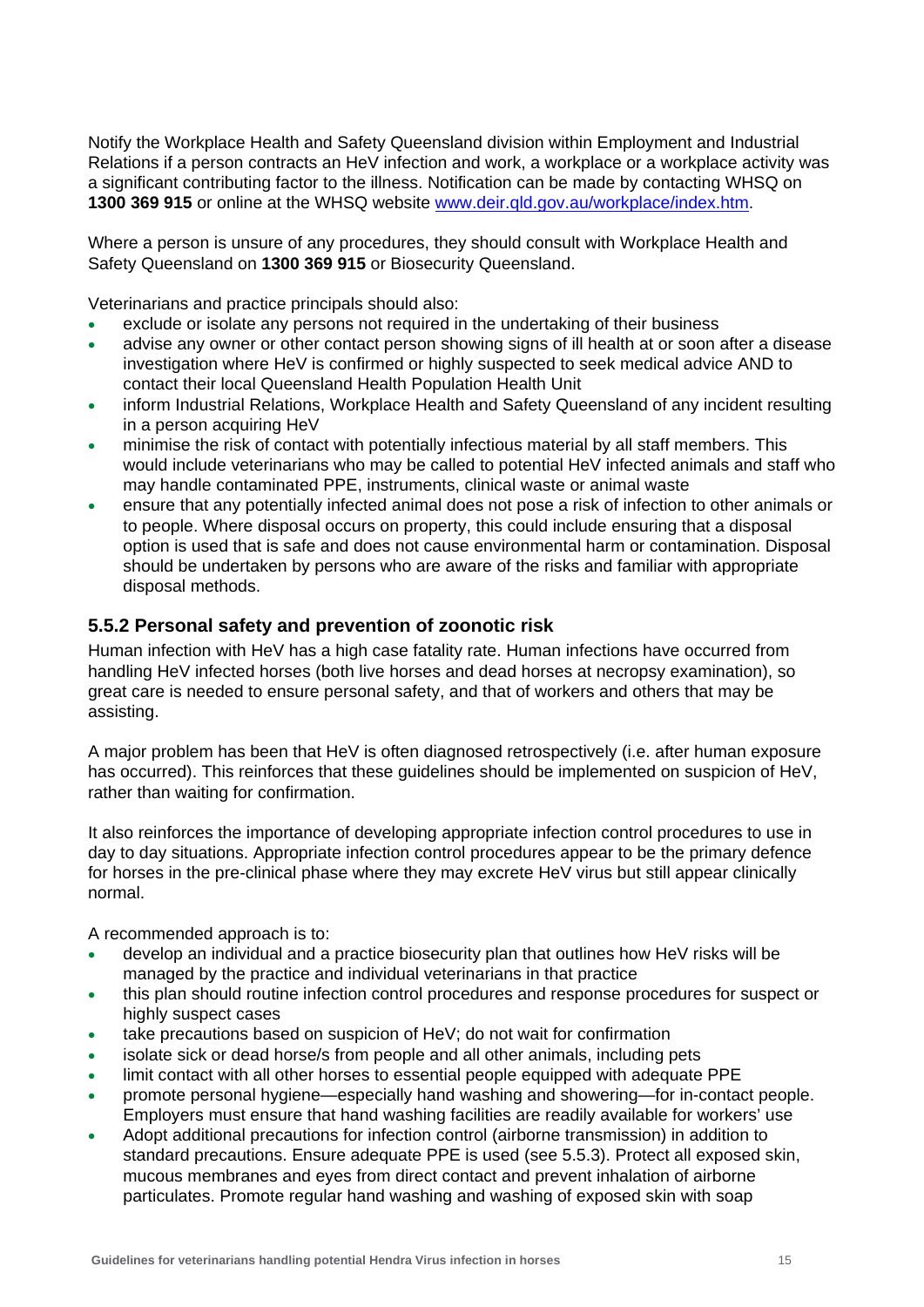Notify the Workplace Health and Safety Queensland division within Employment and Industrial Relations if a person contracts an HeV infection and work, a workplace or a workplace activity was a significant contributing factor to the illness. Notification can be made by contacting WHSQ on **1300 369 915** or online at the WHSQ website [www.deir.qld.gov.au/workplace/index.htm](www.deir.qld.gov.au/workplace/index.htm).

Where a person is unsure of any procedures, they should consult with Workplace Health and Safety Queensland on **1300 369 915** or Biosecurity Queensland.

Veterinarians and practice principals should also:

- exclude or isolate any persons not required in the undertaking of their business
- advise any owner or other contact person showing signs of ill health at or soon after a disease investigation where HeV is confirmed or highly suspected to seek medical advice AND to contact their local Queensland Health Population Health Unit
- inform Industrial Relations, Workplace Health and Safety Queensland of any incident resulting in a person acquiring HeV
- minimise the risk of contact with potentially infectious material by all staff members. This would include veterinarians who may be called to potential HeV infected animals and staff who may handle contaminated PPE, instruments, clinical waste or animal waste
- ensure that any potentially infected animal does not pose a risk of infection to other animals or to people. Where disposal occurs on property, this could include ensuring that a disposal option is used that is safe and does not cause environmental harm or contamination. Disposal should be undertaken by persons who are aware of the risks and familiar with appropriate disposal methods.

### 5.5.2 Personal safety and prevention of zoonotic risk

Human infection with HeV has a high case fatality rate. Human infections have occurred from handling HeV infected horses (both live horses and dead horses at necropsy examination), so great care is needed to ensure personal safety, and that of workers and others that may be assisting.

A major problem has been that HeV is often diagnosed retrospectively (i.e. after human exposure has occurred). This reinforces that these guidelines should be implemented on suspicion of HeV, rather than waiting for confirmation.

It also reinforces the importance of developing appropriate infection control procedures to use in day to day situations. Appropriate infection control procedures appear to be the primary defence for horses in the pre-clinical phase where they may excrete HeV virus but still appear clinically normal.

A recommended approach is to:

- develop an individual and a practice biosecurity plan that outlines how HeV risks will be managed by the practice and individual veterinarians in that practice
- this plan should routine infection control procedures and response procedures for suspect or highly suspect cases
- take precautions based on suspicion of HeV; do not wait for confirmation
- isolate sick or dead horse/s from people and all other animals, including pets
- limit contact with all other horses to essential people equipped with adequate PPE
- promote personal hygiene—especially hand washing and showering—for in-contact people. Employers must ensure that hand washing facilities are readily available for workers' use
- Adopt additional precautions for infection control (airborne transmission) in addition to standard precautions. Ensure adequate PPE is used (see 5.5.3). Protect all exposed skin, mucous membranes and eyes from direct contact and prevent inhalation of airborne particulates. Promote regular hand washing and washing of exposed skin with soap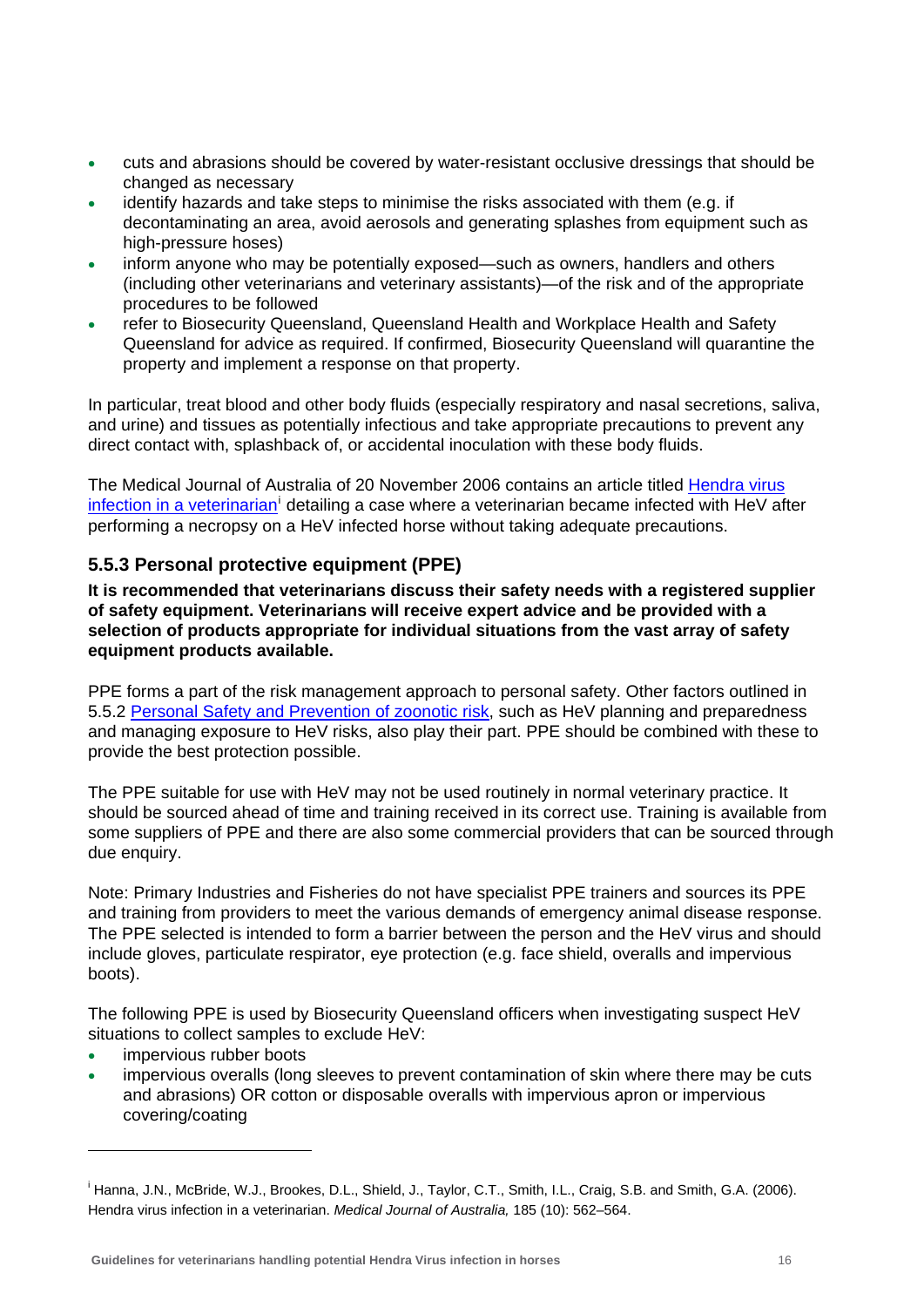- cuts and abrasions should be covered by water-resistant occlusive dressings that should be changed as necessary
- identify hazards and take steps to minimise the risks associated with them (e.g. if decontaminating an area, avoid aerosols and generating splashes from equipment such as high-pressure hoses)
- inform anyone who may be potentially exposed—such as owners, handlers and others (including other veterinarians and veterinary assistants)—of the risk and of the appropriate procedures to be followed
- refer to Biosecurity Queensland, Queensland Health and Workplace Health and Safety Queensland for advice as required. If confirmed, Biosecurity Queensland will quarantine the property and implement a response on that property.

In particular, treat blood and other body fluids (especially respiratory and nasal secretions, saliva, and urine) and tissues as potentially infectious and take appropriate precautions to prevent any direct contact with, splashback of, or accidental inoculation with these body fluids.

The Medical Journal of Australia of 20 November 2006 contains an article titled Hendra virus infection in a veterinarian[i] detailing a case where a veterinarian became infected with HeV after performing a necropsy on a HeV infected horse without taking adequate precautions.

### 5.5.3 Personal protective equipment (PPE)

**It is recommended that veterinarians discuss their safety needs with a registered supplier of safety equipment. Veterinarians will receive expert advice and be provided with a selection of products appropriate for individual situations from the vast array of safety equipment products available.**

PPE forms a part of the risk management approach to personal safety. Other factors outlined in 5.5.2 Personal Safety and Prevention of zoonotic risk, such as HeV planning and preparedness and managing exposure to HeV risks, also play their part. PPE should be combined with these to provide the best protection possible.

The PPE suitable for use with HeV may not be used routinely in normal veterinary practice. It should be sourced ahead of time and training received in its correct use. Training is available from some suppliers of PPE and there are also some commercial providers that can be sourced through due enquiry.

Note: Primary Industries and Fisheries do not have specialist PPE trainers and sources its PPE and training from providers to meet the various demands of emergency animal disease response. The PPE selected is intended to form a barrier between the person and the HeV virus and should include gloves, particulate respirator, eye protection (e.g. face shield, overalls and impervious boots).

The following PPE is used by Biosecurity Queensland officers when investigating suspect HeV situations to collect samples to exclude HeV:

- impervious rubber boots
- impervious overalls (long sleeves to prevent contamination of skin where there may be cuts and abrasions) OR cotton or disposable overalls with impervious apron or impervious covering/coating

---

[i] Hanna, J.N., McBride, W.J., Brookes, D.L., Shield, J., Taylor, C.T., Smith, I.L., Craig, S.B. and Smith, G.A. (2006). Hendra virus infection in a veterinarian. *Medical Journal of Australia,* 185 (10): 562–564.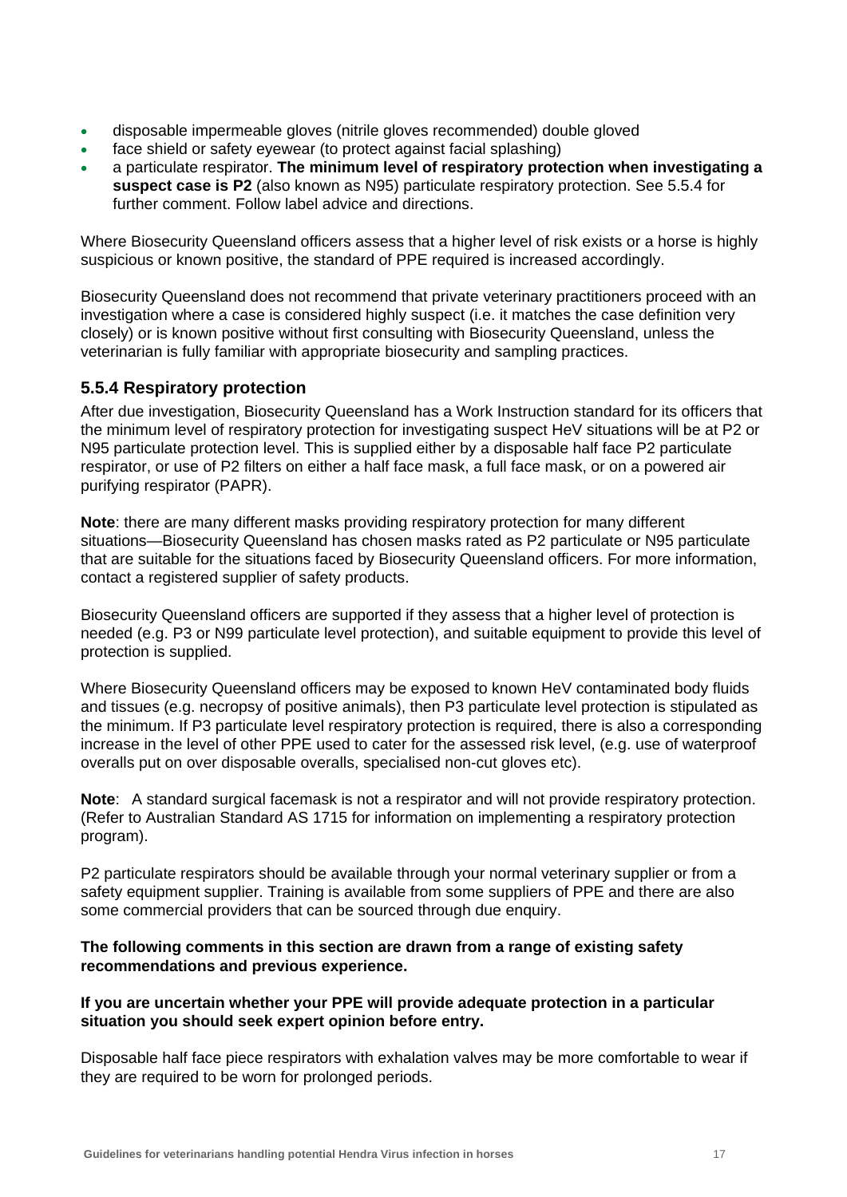- disposable impermeable gloves (nitrile gloves recommended) double gloved
- face shield or safety eyewear (to protect against facial splashing)
- a particulate respirator. **The minimum level of respiratory protection when investigating a suspect case is P2** (also known as N95) particulate respiratory protection. See 5.5.4 for further comment. Follow label advice and directions.

Where Biosecurity Queensland officers assess that a higher level of risk exists or a horse is highly suspicious or known positive, the standard of PPE required is increased accordingly.

Biosecurity Queensland does not recommend that private veterinary practitioners proceed with an investigation where a case is considered highly suspect (i.e. it matches the case definition very closely) or is known positive without first consulting with Biosecurity Queensland, unless the veterinarian is fully familiar with appropriate biosecurity and sampling practices.

### 5.5.4 Respiratory protection

After due investigation, Biosecurity Queensland has a Work Instruction standard for its officers that the minimum level of respiratory protection for investigating suspect HeV situations will be at P2 or N95 particulate protection level. This is supplied either by a disposable half face P2 particulate respirator, or use of P2 filters on either a half face mask, a full face mask, or on a powered air purifying respirator (PAPR).

**Note**: there are many different masks providing respiratory protection for many different situations—Biosecurity Queensland has chosen masks rated as P2 particulate or N95 particulate that are suitable for the situations faced by Biosecurity Queensland officers. For more information, contact a registered supplier of safety products.

Biosecurity Queensland officers are supported if they assess that a higher level of protection is needed (e.g. P3 or N99 particulate level protection), and suitable equipment to provide this level of protection is supplied.

Where Biosecurity Queensland officers may be exposed to known HeV contaminated body fluids and tissues (e.g. necropsy of positive animals), then P3 particulate level protection is stipulated as the minimum. If P3 particulate level respiratory protection is required, there is also a corresponding increase in the level of other PPE used to cater for the assessed risk level, (e.g. use of waterproof overalls put on over disposable overalls, specialised non-cut gloves etc).

**Note**: A standard surgical facemask is not a respirator and will not provide respiratory protection. (Refer to Australian Standard AS 1715 for information on implementing a respiratory protection program).

P2 particulate respirators should be available through your normal veterinary supplier or from a safety equipment supplier. Training is available from some suppliers of PPE and there are also some commercial providers that can be sourced through due enquiry.

**The following comments in this section are drawn from a range of existing safety recommendations and previous experience.**

**If you are uncertain whether your PPE will provide adequate protection in a particular situation you should seek expert opinion before entry.**

Disposable half face piece respirators with exhalation valves may be more comfortable to wear if they are required to be worn for prolonged periods.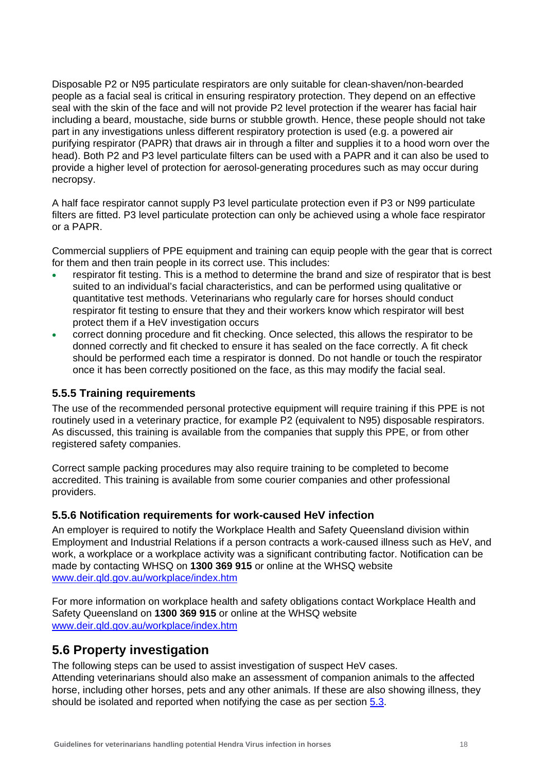Disposable P2 or N95 particulate respirators are only suitable for clean-shaven/non-bearded people as a facial seal is critical in ensuring respiratory protection. They depend on an effective seal with the skin of the face and will not provide P2 level protection if the wearer has facial hair including a beard, moustache, side burns or stubble growth. Hence, these people should not take part in any investigations unless different respiratory protection is used (e.g. a powered air purifying respirator (PAPR) that draws air in through a filter and supplies it to a hood worn over the head). Both P2 and P3 level particulate filters can be used with a PAPR and it can also be used to provide a higher level of protection for aerosol-generating procedures such as may occur during necropsy.

A half face respirator cannot supply P3 level particulate protection even if P3 or N99 particulate filters are fitted. P3 level particulate protection can only be achieved using a whole face respirator or a PAPR.

Commercial suppliers of PPE equipment and training can equip people with the gear that is correct for them and then train people in its correct use. This includes:

- respirator fit testing. This is a method to determine the brand and size of respirator that is best suited to an individual's facial characteristics, and can be performed using qualitative or quantitative test methods. Veterinarians who regularly care for horses should conduct respirator fit testing to ensure that they and their workers know which respirator will best protect them if a HeV investigation occurs
- correct donning procedure and fit checking. Once selected, this allows the respirator to be donned correctly and fit checked to ensure it has sealed on the face correctly. A fit check should be performed each time a respirator is donned. Do not handle or touch the respirator once it has been correctly positioned on the face, as this may modify the facial seal.

### 5.5.5 Training requirements

The use of the recommended personal protective equipment will require training if this PPE is not routinely used in a veterinary practice, for example P2 (equivalent to N95) disposable respirators. As discussed, this training is available from the companies that supply this PPE, or from other registered safety companies.

Correct sample packing procedures may also require training to be completed to become accredited. This training is available from some courier companies and other professional providers.

### 5.5.6 Notification requirements for work-caused HeV infection

An employer is required to notify the Workplace Health and Safety Queensland division within Employment and Industrial Relations if a person contracts a work-caused illness such as HeV, and work, a workplace or a workplace activity was a significant contributing factor. Notification can be made by contacting WHSQ on **1300 369 915** or online at the WHSQ website [www.deir.qld.gov.au/workplace/index.htm](www.deir.qld.gov.au/workplace/index.htm)

For more information on workplace health and safety obligations contact Workplace Health and Safety Queensland on **1300 369 915** or online at the WHSQ website [www.deir.qld.gov.au/workplace/index.htm](www.deir.qld.gov.au/workplace/index.htm)

## 5.6 Property investigation

The following steps can be used to assist investigation of suspect HeV cases.
Attending veterinarians should also make an assessment of companion animals to the affected horse, including other horses, pets and any other animals. If these are also showing illness, they should be isolated and reported when notifying the case as per section 5.3.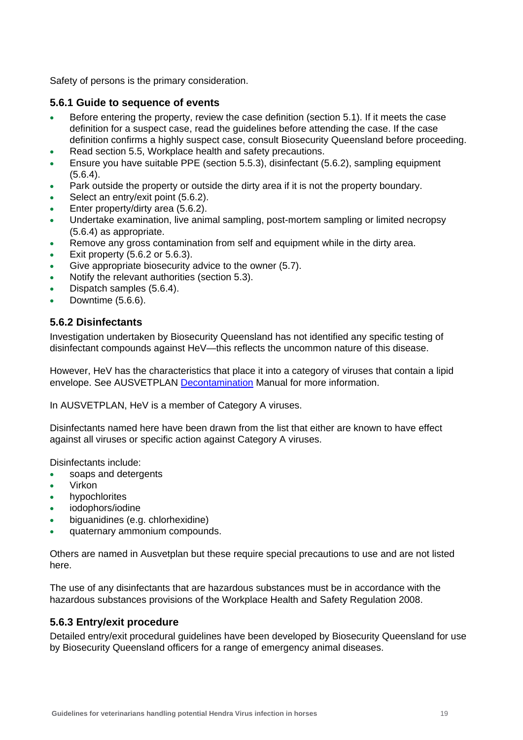Safety of persons is the primary consideration.

### 5.6.1 Guide to sequence of events

- Before entering the property, review the case definition (section 5.1). If it meets the case definition for a suspect case, read the guidelines before attending the case. If the case definition confirms a highly suspect case, consult Biosecurity Queensland before proceeding.
- Read section 5.5, Workplace health and safety precautions.
- Ensure you have suitable PPE (section 5.5.3), disinfectant (5.6.2), sampling equipment (5.6.4).
- Park outside the property or outside the dirty area if it is not the property boundary.
- Select an entry/exit point (5.6.2).
- Enter property/dirty area (5.6.2).
- Undertake examination, live animal sampling, post-mortem sampling or limited necropsy (5.6.4) as appropriate.
- Remove any gross contamination from self and equipment while in the dirty area.
- Exit property (5.6.2 or 5.6.3).
- Give appropriate biosecurity advice to the owner (5.7).
- Notify the relevant authorities (section 5.3).
- Dispatch samples (5.6.4).
- Downtime (5.6.6).

### 5.6.2 Disinfectants

Investigation undertaken by Biosecurity Queensland has not identified any specific testing of disinfectant compounds against HeV—this reflects the uncommon nature of this disease.

However, HeV has the characteristics that place it into a category of viruses that contain a lipid envelope. See AUSVETPLAN [Decontamination](Decontamination) Manual for more information.

In AUSVETPLAN, HeV is a member of Category A viruses.

Disinfectants named here have been drawn from the list that either are known to have effect against all viruses or specific action against Category A viruses.

Disinfectants include:

- soaps and detergents
- Virkon
- hypochlorites
- iodophors/iodine
- biguanidines (e.g. chlorhexidine)
- quaternary ammonium compounds.

Others are named in Ausvetplan but these require special precautions to use and are not listed here.

The use of any disinfectants that are hazardous substances must be in accordance with the hazardous substances provisions of the Workplace Health and Safety Regulation 2008.

### 5.6.3 Entry/exit procedure

Detailed entry/exit procedural guidelines have been developed by Biosecurity Queensland for use by Biosecurity Queensland officers for a range of emergency animal diseases.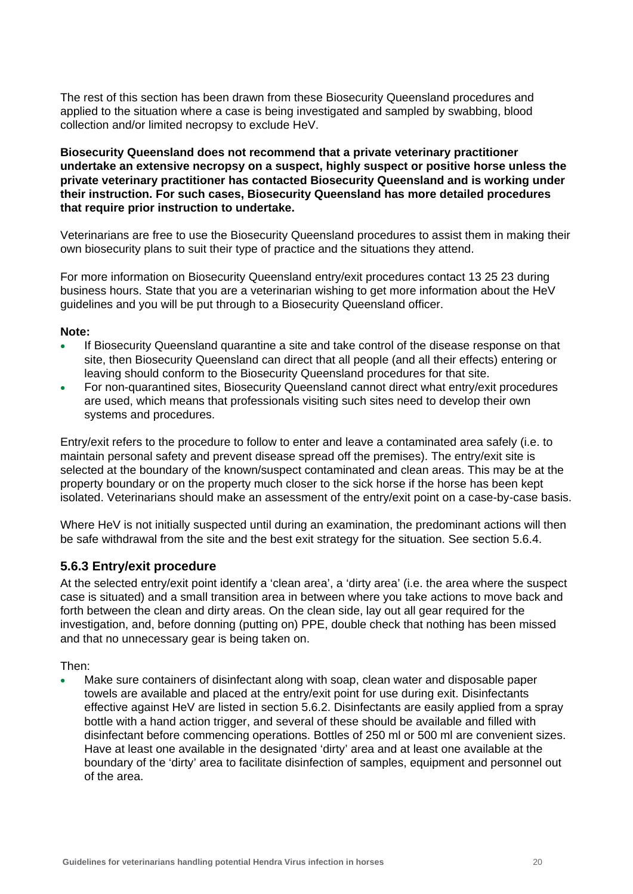The rest of this section has been drawn from these Biosecurity Queensland procedures and applied to the situation where a case is being investigated and sampled by swabbing, blood collection and/or limited necropsy to exclude HeV.

**Biosecurity Queensland does not recommend that a private veterinary practitioner undertake an extensive necropsy on a suspect, highly suspect or positive horse unless the private veterinary practitioner has contacted Biosecurity Queensland and is working under their instruction. For such cases, Biosecurity Queensland has more detailed procedures that require prior instruction to undertake.**

Veterinarians are free to use the Biosecurity Queensland procedures to assist them in making their own biosecurity plans to suit their type of practice and the situations they attend.

For more information on Biosecurity Queensland entry/exit procedures contact 13 25 23 during business hours. State that you are a veterinarian wishing to get more information about the HeV guidelines and you will be put through to a Biosecurity Queensland officer.

**Note:**

- If Biosecurity Queensland quarantine a site and take control of the disease response on that site, then Biosecurity Queensland can direct that all people (and all their effects) entering or leaving should conform to the Biosecurity Queensland procedures for that site.
- For non-quarantined sites, Biosecurity Queensland cannot direct what entry/exit procedures are used, which means that professionals visiting such sites need to develop their own systems and procedures.

Entry/exit refers to the procedure to follow to enter and leave a contaminated area safely (i.e. to maintain personal safety and prevent disease spread off the premises). The entry/exit site is selected at the boundary of the known/suspect contaminated and clean areas. This may be at the property boundary or on the property much closer to the sick horse if the horse has been kept isolated. Veterinarians should make an assessment of the entry/exit point on a case-by-case basis.

Where HeV is not initially suspected until during an examination, the predominant actions will then be safe withdrawal from the site and the best exit strategy for the situation. See section 5.6.4.

### 5.6.3 Entry/exit procedure

At the selected entry/exit point identify a 'clean area', a 'dirty area' (i.e. the area where the suspect case is situated) and a small transition area in between where you take actions to move back and forth between the clean and dirty areas. On the clean side, lay out all gear required for the investigation, and, before donning (putting on) PPE, double check that nothing has been missed and that no unnecessary gear is being taken on.

Then:

- Make sure containers of disinfectant along with soap, clean water and disposable paper towels are available and placed at the entry/exit point for use during exit. Disinfectants effective against HeV are listed in section 5.6.2. Disinfectants are easily applied from a spray bottle with a hand action trigger, and several of these should be available and filled with disinfectant before commencing operations. Bottles of 250 ml or 500 ml are convenient sizes. Have at least one available in the designated 'dirty' area and at least one available at the boundary of the 'dirty' area to facilitate disinfection of samples, equipment and personnel out of the area.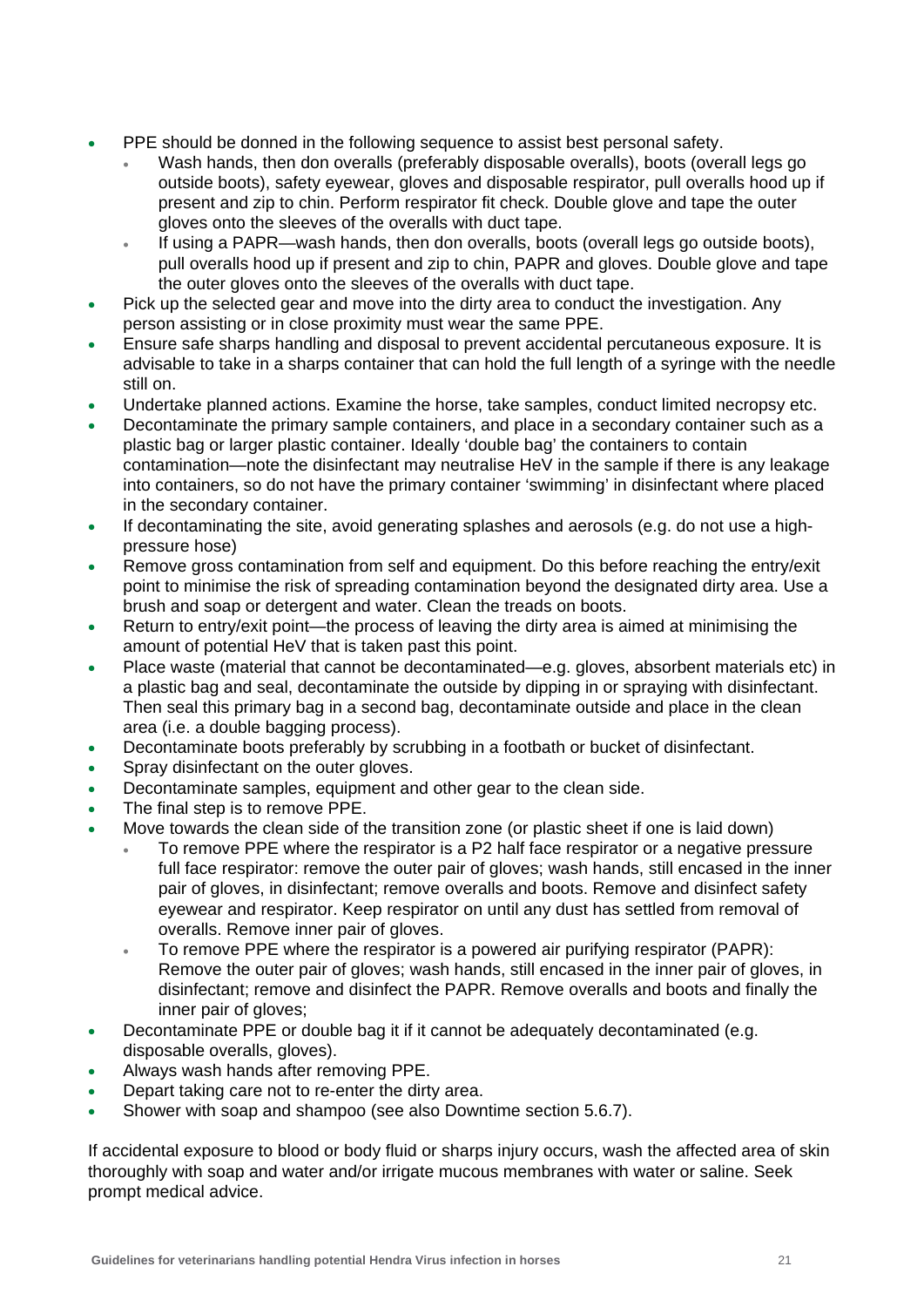- PPE should be donned in the following sequence to assist best personal safety.
  - Wash hands, then don overalls (preferably disposable overalls), boots (overall legs go outside boots), safety eyewear, gloves and disposable respirator, pull overalls hood up if present and zip to chin. Perform respirator fit check. Double glove and tape the outer gloves onto the sleeves of the overalls with duct tape.
  - If using a PAPR—wash hands, then don overalls, boots (overall legs go outside boots), pull overalls hood up if present and zip to chin, PAPR and gloves. Double glove and tape the outer gloves onto the sleeves of the overalls with duct tape.
- Pick up the selected gear and move into the dirty area to conduct the investigation. Any person assisting or in close proximity must wear the same PPE.
- Ensure safe sharps handling and disposal to prevent accidental percutaneous exposure. It is advisable to take in a sharps container that can hold the full length of a syringe with the needle still on.
- Undertake planned actions. Examine the horse, take samples, conduct limited necropsy etc.
- Decontaminate the primary sample containers, and place in a secondary container such as a plastic bag or larger plastic container. Ideally 'double bag' the containers to contain contamination—note the disinfectant may neutralise HeV in the sample if there is any leakage into containers, so do not have the primary container 'swimming' in disinfectant where placed in the secondary container.
- If decontaminating the site, avoid generating splashes and aerosols (e.g. do not use a high-pressure hose)
- Remove gross contamination from self and equipment. Do this before reaching the entry/exit point to minimise the risk of spreading contamination beyond the designated dirty area. Use a brush and soap or detergent and water. Clean the treads on boots.
- Return to entry/exit point—the process of leaving the dirty area is aimed at minimising the amount of potential HeV that is taken past this point.
- Place waste (material that cannot be decontaminated—e.g. gloves, absorbent materials etc) in a plastic bag and seal, decontaminate the outside by dipping in or spraying with disinfectant. Then seal this primary bag in a second bag, decontaminate outside and place in the clean area (i.e. a double bagging process).
- Decontaminate boots preferably by scrubbing in a footbath or bucket of disinfectant.
- Spray disinfectant on the outer gloves.
- Decontaminate samples, equipment and other gear to the clean side.
- The final step is to remove PPE.
- Move towards the clean side of the transition zone (or plastic sheet if one is laid down)
  - To remove PPE where the respirator is a P2 half face respirator or a negative pressure full face respirator: remove the outer pair of gloves; wash hands, still encased in the inner pair of gloves, in disinfectant; remove overalls and boots. Remove and disinfect safety eyewear and respirator. Keep respirator on until any dust has settled from removal of overalls. Remove inner pair of gloves.
  - To remove PPE where the respirator is a powered air purifying respirator (PAPR): Remove the outer pair of gloves; wash hands, still encased in the inner pair of gloves, in disinfectant; remove and disinfect the PAPR. Remove overalls and boots and finally the inner pair of gloves;
- Decontaminate PPE or double bag it if it cannot be adequately decontaminated (e.g. disposable overalls, gloves).
- Always wash hands after removing PPE.
- Depart taking care not to re-enter the dirty area.
- Shower with soap and shampoo (see also Downtime section 5.6.7).

If accidental exposure to blood or body fluid or sharps injury occurs, wash the affected area of skin thoroughly with soap and water and/or irrigate mucous membranes with water or saline. Seek prompt medical advice.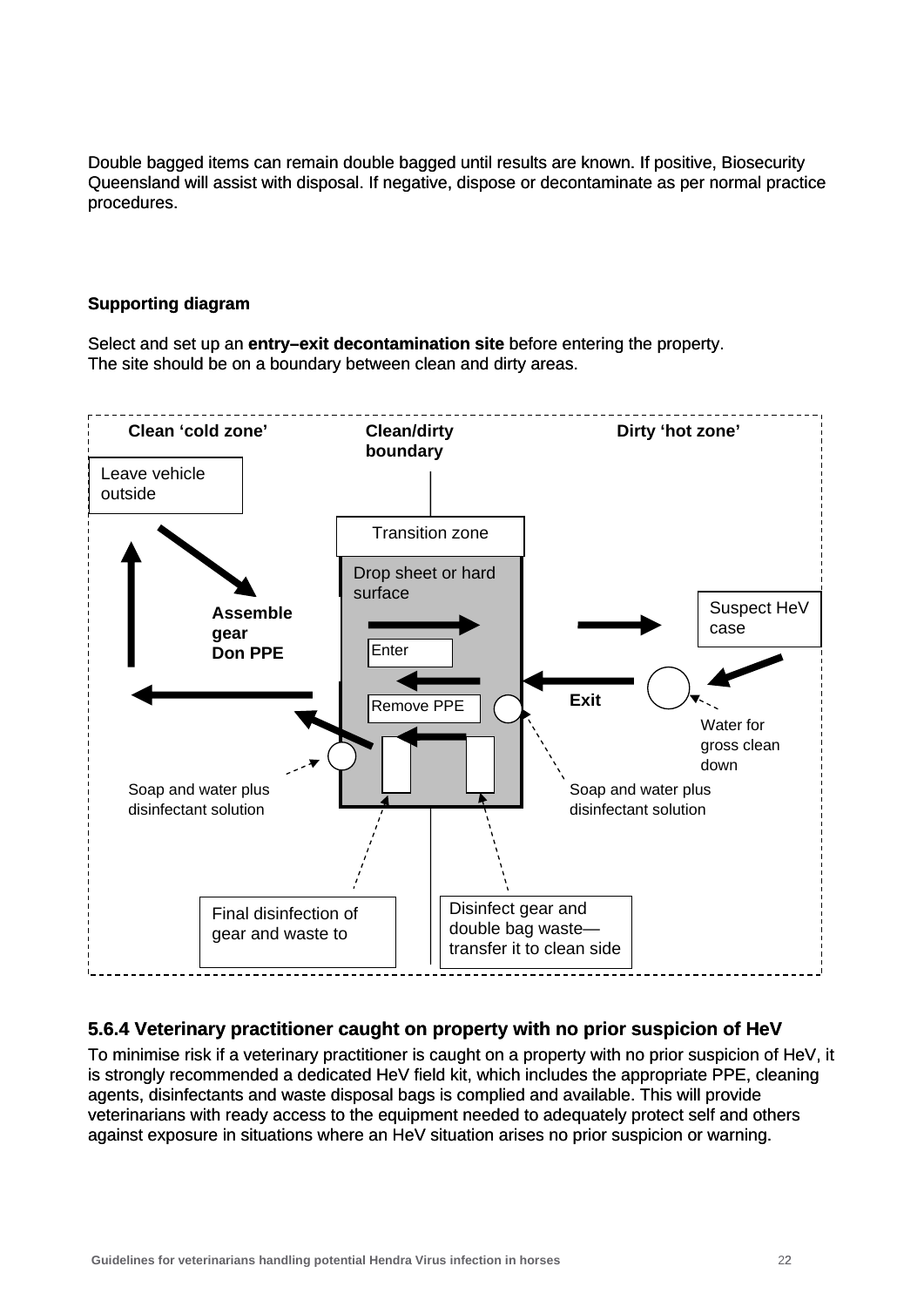Double bagged items can remain double bagged until results are known. If positive, Biosecurity Queensland will assist with disposal. If negative, dispose or decontaminate as per normal practice procedures.

**Supporting diagram**

Select and set up an **entry–exit decontamination site** before entering the property. The site should be on a boundary between clean and dirty areas.

**Clean 'cold zone'** | **Clean/dirty boundary** | **Dirty 'hot zone'**

Leave vehicle outside

**Assemble gear Don PPE**

Transition zone

Drop sheet or hard surface

Enter

Remove PPE

Exit

Suspect HeV case

Water for gross clean down

Soap and water plus disinfectant solution

Soap and water plus disinfectant solution

Final disinfection of gear and waste to

Disinfect gear and double bag waste—transfer it to clean side

### 5.6.4 Veterinary practitioner caught on property with no prior suspicion of HeV

To minimise risk if a veterinary practitioner is caught on a property with no prior suspicion of HeV, it is strongly recommended a dedicated HeV field kit, which includes the appropriate PPE, cleaning agents, disinfectants and waste disposal bags is complied and available. This will provide veterinarians with ready access to the equipment needed to adequately protect self and others against exposure in situations where an HeV situation arises no prior suspicion or warning.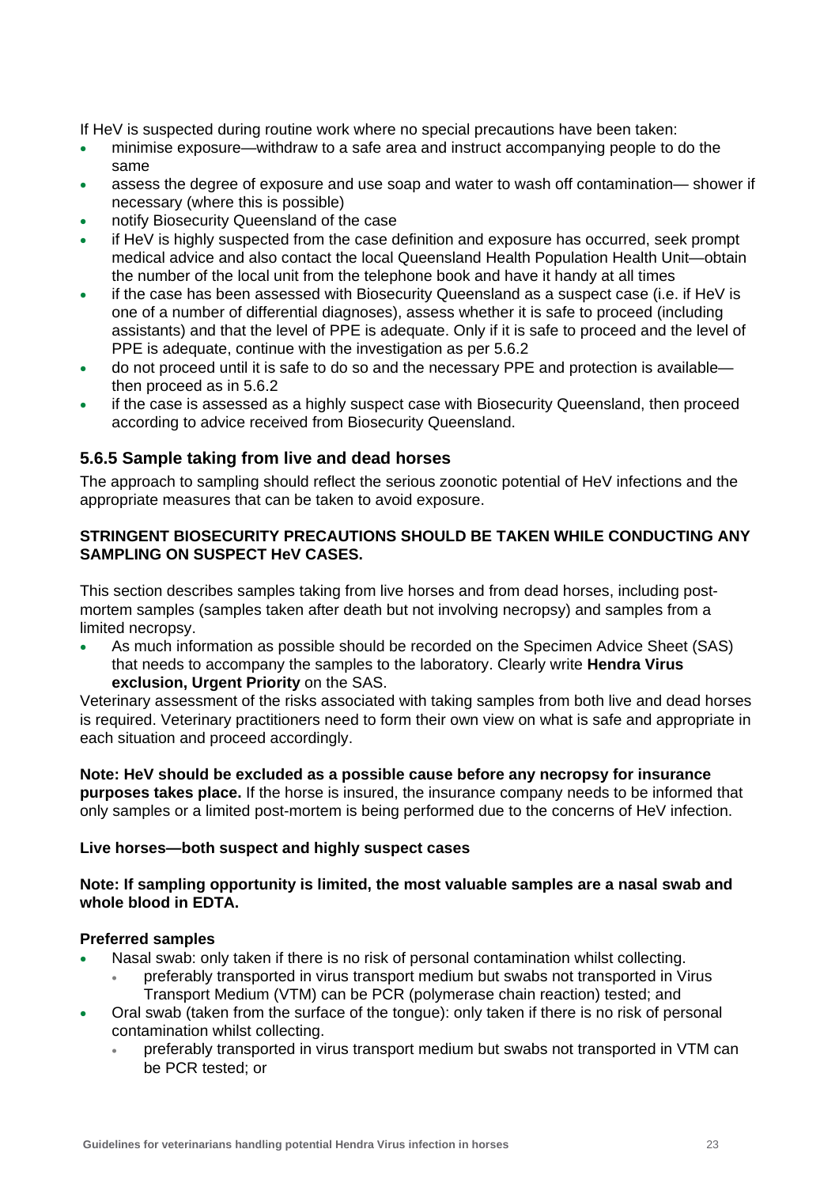If HeV is suspected during routine work where no special precautions have been taken:

- minimise exposure—withdraw to a safe area and instruct accompanying people to do the same
- assess the degree of exposure and use soap and water to wash off contamination— shower if necessary (where this is possible)
- notify Biosecurity Queensland of the case
- if HeV is highly suspected from the case definition and exposure has occurred, seek prompt medical advice and also contact the local Queensland Health Population Health Unit—obtain the number of the local unit from the telephone book and have it handy at all times
- if the case has been assessed with Biosecurity Queensland as a suspect case (i.e. if HeV is one of a number of differential diagnoses), assess whether it is safe to proceed (including assistants) and that the level of PPE is adequate. Only if it is safe to proceed and the level of PPE is adequate, continue with the investigation as per 5.6.2
- do not proceed until it is safe to do so and the necessary PPE and protection is available—then proceed as in 5.6.2
- if the case is assessed as a highly suspect case with Biosecurity Queensland, then proceed according to advice received from Biosecurity Queensland.

### 5.6.5 Sample taking from live and dead horses

The approach to sampling should reflect the serious zoonotic potential of HeV infections and the appropriate measures that can be taken to avoid exposure.

**STRINGENT BIOSECURITY PRECAUTIONS SHOULD BE TAKEN WHILE CONDUCTING ANY SAMPLING ON SUSPECT HeV CASES.**

This section describes samples taking from live horses and from dead horses, including post-mortem samples (samples taken after death but not involving necropsy) and samples from a limited necropsy.

- As much information as possible should be recorded on the Specimen Advice Sheet (SAS) that needs to accompany the samples to the laboratory. Clearly write **Hendra Virus exclusion, Urgent Priority** on the SAS.

Veterinary assessment of the risks associated with taking samples from both live and dead horses is required. Veterinary practitioners need to form their own view on what is safe and appropriate in each situation and proceed accordingly.

**Note: HeV should be excluded as a possible cause before any necropsy for insurance purposes takes place.** If the horse is insured, the insurance company needs to be informed that only samples or a limited post-mortem is being performed due to the concerns of HeV infection.

**Live horses—both suspect and highly suspect cases**

**Note: If sampling opportunity is limited, the most valuable samples are a nasal swab and whole blood in EDTA.**

**Preferred samples**

- Nasal swab: only taken if there is no risk of personal contamination whilst collecting.
  - preferably transported in virus transport medium but swabs not transported in Virus Transport Medium (VTM) can be PCR (polymerase chain reaction) tested; and
- Oral swab (taken from the surface of the tongue): only taken if there is no risk of personal contamination whilst collecting.
  - preferably transported in virus transport medium but swabs not transported in VTM can be PCR tested; or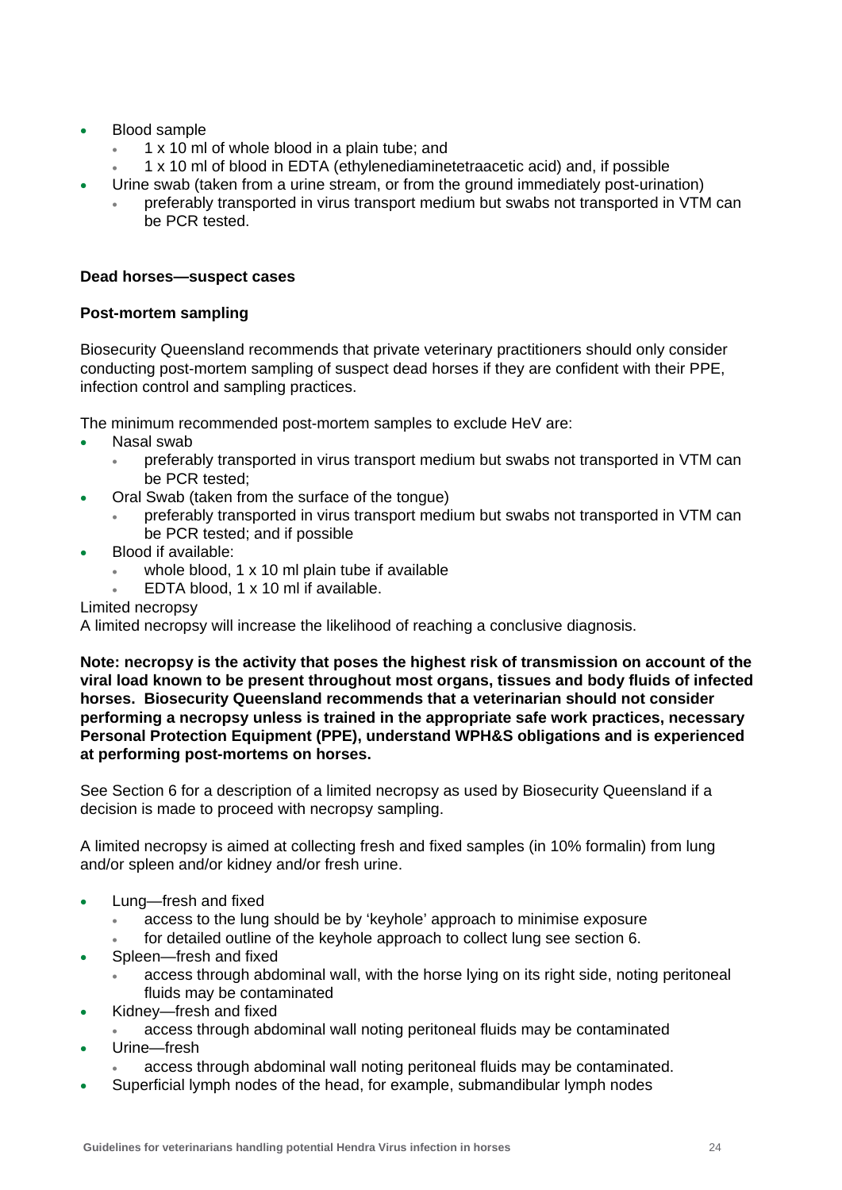- Blood sample
  - 1 x 10 ml of whole blood in a plain tube; and
  - 1 x 10 ml of blood in EDTA (ethylenediaminetetraacetic acid) and, if possible
- Urine swab (taken from a urine stream, or from the ground immediately post-urination)
  - preferably transported in virus transport medium but swabs not transported in VTM can be PCR tested.

**Dead horses—suspect cases**

**Post-mortem sampling**

Biosecurity Queensland recommends that private veterinary practitioners should only consider conducting post-mortem sampling of suspect dead horses if they are confident with their PPE, infection control and sampling practices.

The minimum recommended post-mortem samples to exclude HeV are:

- Nasal swab
  - preferably transported in virus transport medium but swabs not transported in VTM can be PCR tested;
- Oral Swab (taken from the surface of the tongue)
  - preferably transported in virus transport medium but swabs not transported in VTM can be PCR tested; and if possible
- Blood if available:
  - whole blood, 1 x 10 ml plain tube if available
  - EDTA blood, 1 x 10 ml if available.

Limited necropsy

A limited necropsy will increase the likelihood of reaching a conclusive diagnosis.

**Note: necropsy is the activity that poses the highest risk of transmission on account of the viral load known to be present throughout most organs, tissues and body fluids of infected horses. Biosecurity Queensland recommends that a veterinarian should not consider performing a necropsy unless is trained in the appropriate safe work practices, necessary Personal Protection Equipment (PPE), understand WPH&S obligations and is experienced at performing post-mortems on horses.**

See Section 6 for a description of a limited necropsy as used by Biosecurity Queensland if a decision is made to proceed with necropsy sampling.

A limited necropsy is aimed at collecting fresh and fixed samples (in 10% formalin) from lung and/or spleen and/or kidney and/or fresh urine.

- Lung—fresh and fixed
  - access to the lung should be by 'keyhole' approach to minimise exposure
  - for detailed outline of the keyhole approach to collect lung see section 6.
- Spleen—fresh and fixed
  - access through abdominal wall, with the horse lying on its right side, noting peritoneal fluids may be contaminated
- Kidney—fresh and fixed
  - access through abdominal wall noting peritoneal fluids may be contaminated
- Urine—fresh
  - access through abdominal wall noting peritoneal fluids may be contaminated.
- Superficial lymph nodes of the head, for example, submandibular lymph nodes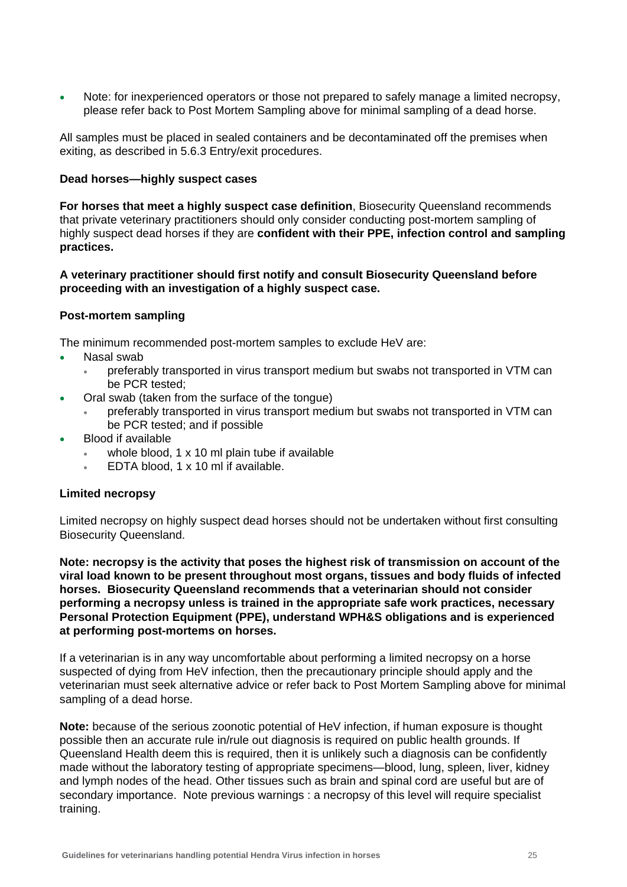- Note: for inexperienced operators or those not prepared to safely manage a limited necropsy, please refer back to Post Mortem Sampling above for minimal sampling of a dead horse.

All samples must be placed in sealed containers and be decontaminated off the premises when exiting, as described in 5.6.3 Entry/exit procedures.

**Dead horses—highly suspect cases**

**For horses that meet a highly suspect case definition**, Biosecurity Queensland recommends that private veterinary practitioners should only consider conducting post-mortem sampling of highly suspect dead horses if they are **confident with their PPE, infection control and sampling practices.**

**A veterinary practitioner should first notify and consult Biosecurity Queensland before proceeding with an investigation of a highly suspect case.**

**Post-mortem sampling**

The minimum recommended post-mortem samples to exclude HeV are:

- Nasal swab
  - preferably transported in virus transport medium but swabs not transported in VTM can be PCR tested;
- Oral swab (taken from the surface of the tongue)
  - preferably transported in virus transport medium but swabs not transported in VTM can be PCR tested; and if possible
- Blood if available
  - whole blood, 1 x 10 ml plain tube if available
  - EDTA blood, 1 x 10 ml if available.

**Limited necropsy**

Limited necropsy on highly suspect dead horses should not be undertaken without first consulting Biosecurity Queensland.

**Note: necropsy is the activity that poses the highest risk of transmission on account of the viral load known to be present throughout most organs, tissues and body fluids of infected horses. Biosecurity Queensland recommends that a veterinarian should not consider performing a necropsy unless is trained in the appropriate safe work practices, necessary Personal Protection Equipment (PPE), understand WPH&S obligations and is experienced at performing post-mortems on horses.**

If a veterinarian is in any way uncomfortable about performing a limited necropsy on a horse suspected of dying from HeV infection, then the precautionary principle should apply and the veterinarian must seek alternative advice or refer back to Post Mortem Sampling above for minimal sampling of a dead horse.

**Note:** because of the serious zoonotic potential of HeV infection, if human exposure is thought possible then an accurate rule in/rule out diagnosis is required on public health grounds. If Queensland Health deem this is required, then it is unlikely such a diagnosis can be confidently made without the laboratory testing of appropriate specimens—blood, lung, spleen, liver, kidney and lymph nodes of the head. Other tissues such as brain and spinal cord are useful but are of secondary importance. Note previous warnings : a necropsy of this level will require specialist training.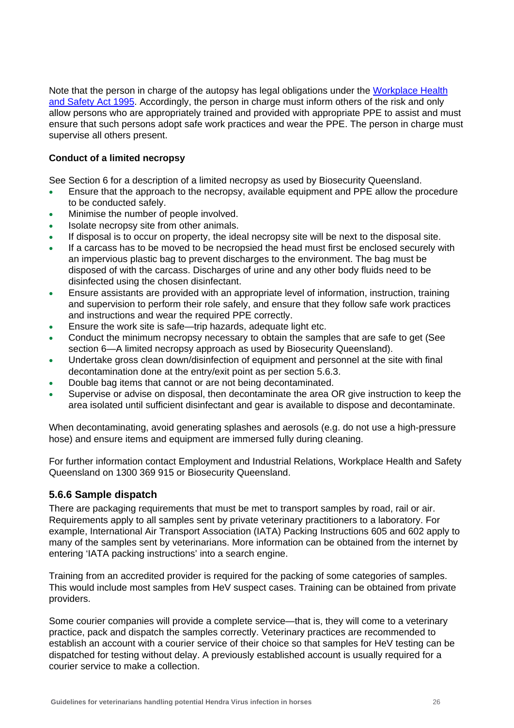Note that the person in charge of the autopsy has legal obligations under the [Workplace Health and Safety Act 1995](). Accordingly, the person in charge must inform others of the risk and only allow persons who are appropriately trained and provided with appropriate PPE to assist and must ensure that such persons adopt safe work practices and wear the PPE. The person in charge must supervise all others present.

**Conduct of a limited necropsy**

See Section 6 for a description of a limited necropsy as used by Biosecurity Queensland.

- Ensure that the approach to the necropsy, available equipment and PPE allow the procedure to be conducted safely.
- Minimise the number of people involved.
- Isolate necropsy site from other animals.
- If disposal is to occur on property, the ideal necropsy site will be next to the disposal site.
- If a carcass has to be moved to be necropsied the head must first be enclosed securely with an impervious plastic bag to prevent discharges to the environment. The bag must be disposed of with the carcass. Discharges of urine and any other body fluids need to be disinfected using the chosen disinfectant.
- Ensure assistants are provided with an appropriate level of information, instruction, training and supervision to perform their role safely, and ensure that they follow safe work practices and instructions and wear the required PPE correctly.
- Ensure the work site is safe—trip hazards, adequate light etc.
- Conduct the minimum necropsy necessary to obtain the samples that are safe to get (See section 6—A limited necropsy approach as used by Biosecurity Queensland).
- Undertake gross clean down/disinfection of equipment and personnel at the site with final decontamination done at the entry/exit point as per section 5.6.3.
- Double bag items that cannot or are not being decontaminated.
- Supervise or advise on disposal, then decontaminate the area OR give instruction to keep the area isolated until sufficient disinfectant and gear is available to dispose and decontaminate.

When decontaminating, avoid generating splashes and aerosols (e.g. do not use a high-pressure hose) and ensure items and equipment are immersed fully during cleaning.

For further information contact Employment and Industrial Relations, Workplace Health and Safety Queensland on 1300 369 915 or Biosecurity Queensland.

### 5.6.6 Sample dispatch

There are packaging requirements that must be met to transport samples by road, rail or air. Requirements apply to all samples sent by private veterinary practitioners to a laboratory. For example, International Air Transport Association (IATA) Packing Instructions 605 and 602 apply to many of the samples sent by veterinarians. More information can be obtained from the internet by entering 'IATA packing instructions' into a search engine.

Training from an accredited provider is required for the packing of some categories of samples. This would include most samples from HeV suspect cases. Training can be obtained from private providers.

Some courier companies will provide a complete service—that is, they will come to a veterinary practice, pack and dispatch the samples correctly. Veterinary practices are recommended to establish an account with a courier service of their choice so that samples for HeV testing can be dispatched for testing without delay. A previously established account is usually required for a courier service to make a collection.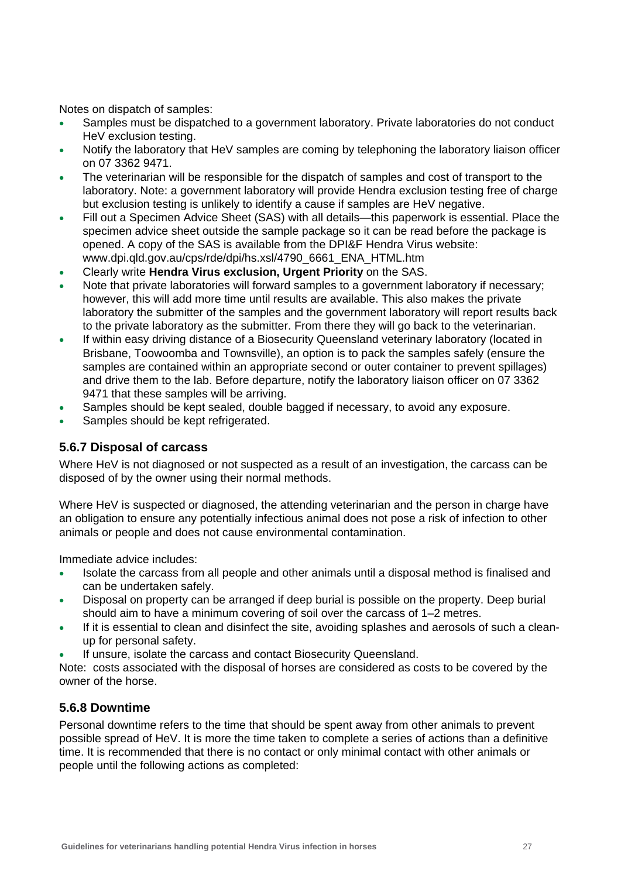Notes on dispatch of samples:

- Samples must be dispatched to a government laboratory. Private laboratories do not conduct HeV exclusion testing.
- Notify the laboratory that HeV samples are coming by telephoning the laboratory liaison officer on 07 3362 9471.
- The veterinarian will be responsible for the dispatch of samples and cost of transport to the laboratory. Note: a government laboratory will provide Hendra exclusion testing free of charge but exclusion testing is unlikely to identify a cause if samples are HeV negative.
- Fill out a Specimen Advice Sheet (SAS) with all details—this paperwork is essential. Place the specimen advice sheet outside the sample package so it can be read before the package is opened. A copy of the SAS is available from the DPI&F Hendra Virus website: www.dpi.qld.gov.au/cps/rde/dpi/hs.xsl/4790_6661_ENA_HTML.htm
- Clearly write **Hendra Virus exclusion, Urgent Priority** on the SAS.
- Note that private laboratories will forward samples to a government laboratory if necessary; however, this will add more time until results are available. This also makes the private laboratory the submitter of the samples and the government laboratory will report results back to the private laboratory as the submitter. From there they will go back to the veterinarian.
- If within easy driving distance of a Biosecurity Queensland veterinary laboratory (located in Brisbane, Toowoomba and Townsville), an option is to pack the samples safely (ensure the samples are contained within an appropriate second or outer container to prevent spillages) and drive them to the lab. Before departure, notify the laboratory liaison officer on 07 3362 9471 that these samples will be arriving.
- Samples should be kept sealed, double bagged if necessary, to avoid any exposure.
- Samples should be kept refrigerated.

### 5.6.7 Disposal of carcass

Where HeV is not diagnosed or not suspected as a result of an investigation, the carcass can be disposed of by the owner using their normal methods.

Where HeV is suspected or diagnosed, the attending veterinarian and the person in charge have an obligation to ensure any potentially infectious animal does not pose a risk of infection to other animals or people and does not cause environmental contamination.

Immediate advice includes:

- Isolate the carcass from all people and other animals until a disposal method is finalised and can be undertaken safely.
- Disposal on property can be arranged if deep burial is possible on the property. Deep burial should aim to have a minimum covering of soil over the carcass of 1–2 metres.
- If it is essential to clean and disinfect the site, avoiding splashes and aerosols of such a clean-up for personal safety.
- If unsure, isolate the carcass and contact Biosecurity Queensland.

Note: costs associated with the disposal of horses are considered as costs to be covered by the owner of the horse.

### 5.6.8 Downtime

Personal downtime refers to the time that should be spent away from other animals to prevent possible spread of HeV. It is more the time taken to complete a series of actions than a definitive time. It is recommended that there is no contact or only minimal contact with other animals or people until the following actions as completed: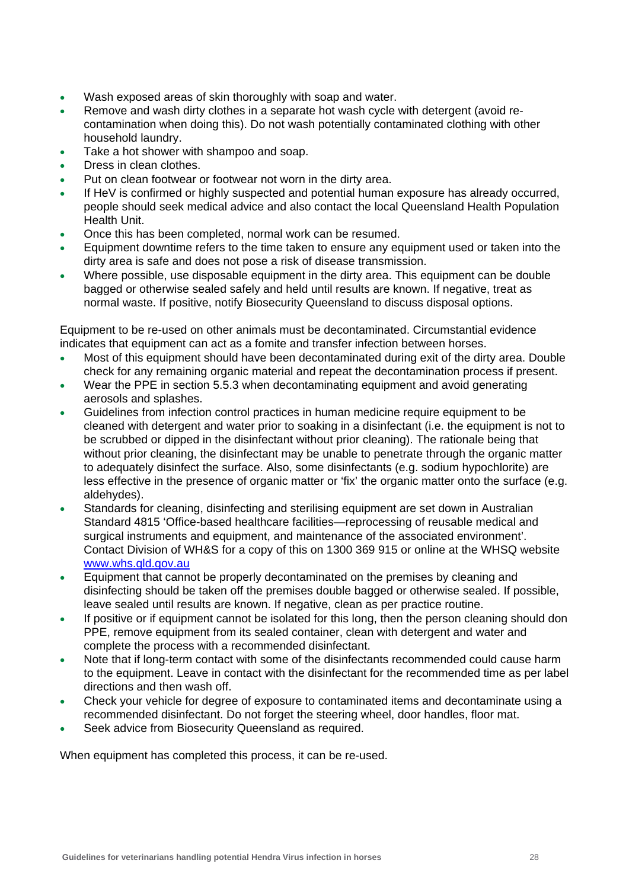- Wash exposed areas of skin thoroughly with soap and water.
- Remove and wash dirty clothes in a separate hot wash cycle with detergent (avoid re-contamination when doing this). Do not wash potentially contaminated clothing with other household laundry.
- Take a hot shower with shampoo and soap.
- Dress in clean clothes.
- Put on clean footwear or footwear not worn in the dirty area.
- If HeV is confirmed or highly suspected and potential human exposure has already occurred, people should seek medical advice and also contact the local Queensland Health Population Health Unit.
- Once this has been completed, normal work can be resumed.
- Equipment downtime refers to the time taken to ensure any equipment used or taken into the dirty area is safe and does not pose a risk of disease transmission.
- Where possible, use disposable equipment in the dirty area. This equipment can be double bagged or otherwise sealed safely and held until results are known. If negative, treat as normal waste. If positive, notify Biosecurity Queensland to discuss disposal options.

Equipment to be re-used on other animals must be decontaminated. Circumstantial evidence indicates that equipment can act as a fomite and transfer infection between horses.

- Most of this equipment should have been decontaminated during exit of the dirty area. Double check for any remaining organic material and repeat the decontamination process if present.
- Wear the PPE in section 5.5.3 when decontaminating equipment and avoid generating aerosols and splashes.
- Guidelines from infection control practices in human medicine require equipment to be cleaned with detergent and water prior to soaking in a disinfectant (i.e. the equipment is not to be scrubbed or dipped in the disinfectant without prior cleaning). The rationale being that without prior cleaning, the disinfectant may be unable to penetrate through the organic matter to adequately disinfect the surface. Also, some disinfectants (e.g. sodium hypochlorite) are less effective in the presence of organic matter or 'fix' the organic matter onto the surface (e.g. aldehydes).
- Standards for cleaning, disinfecting and sterilising equipment are set down in Australian Standard 4815 'Office-based healthcare facilities—reprocessing of reusable medical and surgical instruments and equipment, and maintenance of the associated environment'. Contact Division of WH&S for a copy of this on 1300 369 915 or online at the WHSQ website [www.whs.qld.gov.au](http://www.whs.qld.gov.au)
- Equipment that cannot be properly decontaminated on the premises by cleaning and disinfecting should be taken off the premises double bagged or otherwise sealed. If possible, leave sealed until results are known. If negative, clean as per practice routine.
- If positive or if equipment cannot be isolated for this long, then the person cleaning should don PPE, remove equipment from its sealed container, clean with detergent and water and complete the process with a recommended disinfectant.
- Note that if long-term contact with some of the disinfectants recommended could cause harm to the equipment. Leave in contact with the disinfectant for the recommended time as per label directions and then wash off.
- Check your vehicle for degree of exposure to contaminated items and decontaminate using a recommended disinfectant. Do not forget the steering wheel, door handles, floor mat.
- Seek advice from Biosecurity Queensland as required.

When equipment has completed this process, it can be re-used.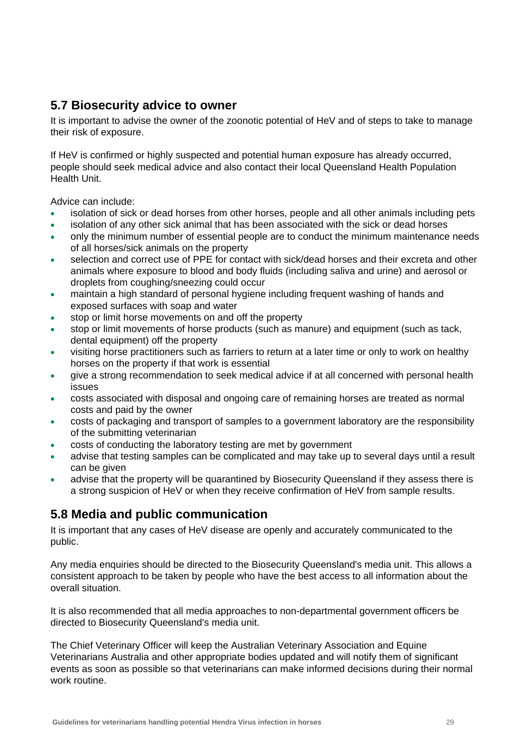## 5.7 Biosecurity advice to owner

It is important to advise the owner of the zoonotic potential of HeV and of steps to take to manage their risk of exposure.

If HeV is confirmed or highly suspected and potential human exposure has already occurred, people should seek medical advice and also contact their local Queensland Health Population Health Unit.

Advice can include:

- isolation of sick or dead horses from other horses, people and all other animals including pets
- isolation of any other sick animal that has been associated with the sick or dead horses
- only the minimum number of essential people are to conduct the minimum maintenance needs of all horses/sick animals on the property
- selection and correct use of PPE for contact with sick/dead horses and their excreta and other animals where exposure to blood and body fluids (including saliva and urine) and aerosol or droplets from coughing/sneezing could occur
- maintain a high standard of personal hygiene including frequent washing of hands and exposed surfaces with soap and water
- stop or limit horse movements on and off the property
- stop or limit movements of horse products (such as manure) and equipment (such as tack, dental equipment) off the property
- visiting horse practitioners such as farriers to return at a later time or only to work on healthy horses on the property if that work is essential
- give a strong recommendation to seek medical advice if at all concerned with personal health issues
- costs associated with disposal and ongoing care of remaining horses are treated as normal costs and paid by the owner
- costs of packaging and transport of samples to a government laboratory are the responsibility of the submitting veterinarian
- costs of conducting the laboratory testing are met by government
- advise that testing samples can be complicated and may take up to several days until a result can be given
- advise that the property will be quarantined by Biosecurity Queensland if they assess there is a strong suspicion of HeV or when they receive confirmation of HeV from sample results.

## 5.8 Media and public communication

It is important that any cases of HeV disease are openly and accurately communicated to the public.

Any media enquiries should be directed to the Biosecurity Queensland's media unit. This allows a consistent approach to be taken by people who have the best access to all information about the overall situation.

It is also recommended that all media approaches to non-departmental government officers be directed to Biosecurity Queensland's media unit.

The Chief Veterinary Officer will keep the Australian Veterinary Association and Equine Veterinarians Australia and other appropriate bodies updated and will notify them of significant events as soon as possible so that veterinarians can make informed decisions during their normal work routine.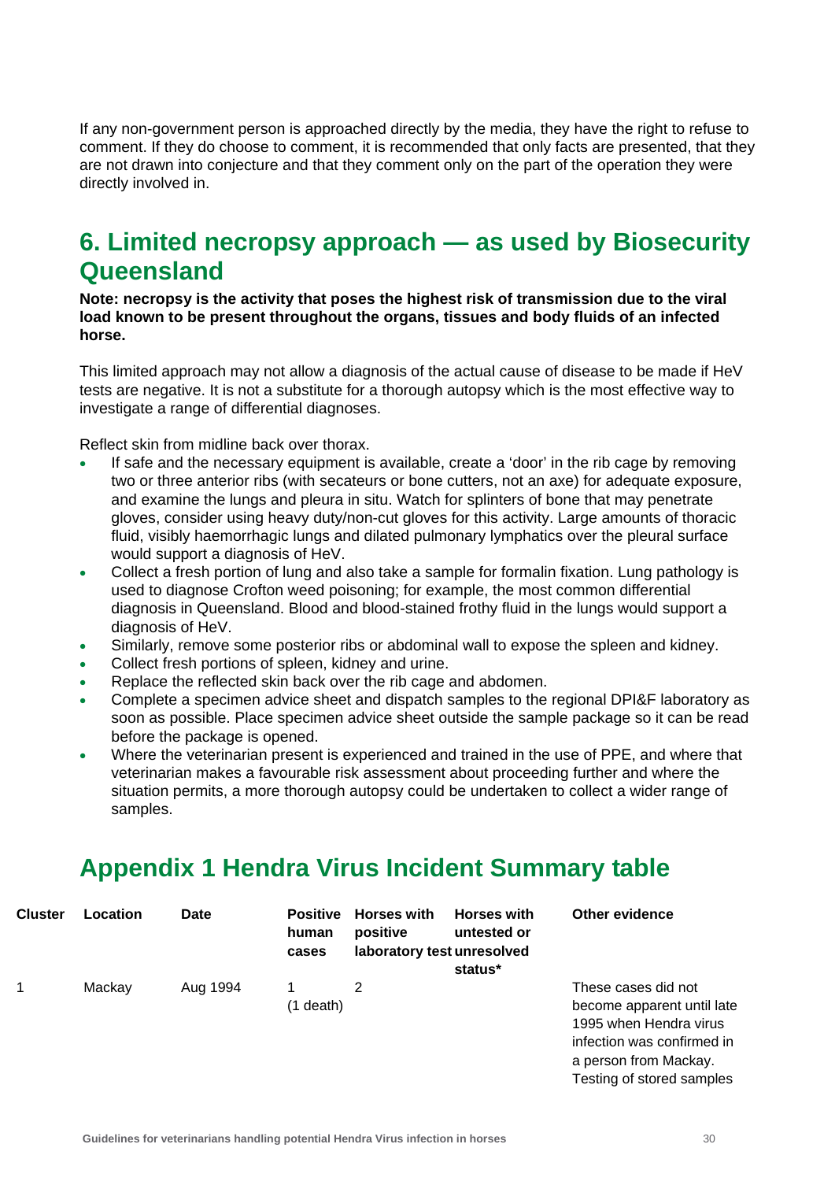If any non-government person is approached directly by the media, they have the right to refuse to comment. If they do choose to comment, it is recommended that only facts are presented, that they are not drawn into conjecture and that they comment only on the part of the operation they were directly involved in.

## 6. Limited necropsy approach — as used by Biosecurity Queensland

**Note: necropsy is the activity that poses the highest risk of transmission due to the viral load known to be present throughout the organs, tissues and body fluids of an infected horse.**

This limited approach may not allow a diagnosis of the actual cause of disease to be made if HeV tests are negative. It is not a substitute for a thorough autopsy which is the most effective way to investigate a range of differential diagnoses.

Reflect skin from midline back over thorax.

- If safe and the necessary equipment is available, create a 'door' in the rib cage by removing two or three anterior ribs (with secateurs or bone cutters, not an axe) for adequate exposure, and examine the lungs and pleura in situ. Watch for splinters of bone that may penetrate gloves, consider using heavy duty/non-cut gloves for this activity. Large amounts of thoracic fluid, visibly haemorrhagic lungs and dilated pulmonary lymphatics over the pleural surface would support a diagnosis of HeV.
- Collect a fresh portion of lung and also take a sample for formalin fixation. Lung pathology is used to diagnose Crofton weed poisoning; for example, the most common differential diagnosis in Queensland. Blood and blood-stained frothy fluid in the lungs would support a diagnosis of HeV.
- Similarly, remove some posterior ribs or abdominal wall to expose the spleen and kidney.
- Collect fresh portions of spleen, kidney and urine.
- Replace the reflected skin back over the rib cage and abdomen.
- Complete a specimen advice sheet and dispatch samples to the regional DPI&F laboratory as soon as possible. Place specimen advice sheet outside the sample package so it can be read before the package is opened.
- Where the veterinarian present is experienced and trained in the use of PPE, and where that veterinarian makes a favourable risk assessment about proceeding further and where the situation permits, a more thorough autopsy could be undertaken to collect a wider range of samples.

## Appendix 1 Hendra Virus Incident Summary table

| Cluster | Location | Date | Positive human cases | Horses with positive laboratory test | Horses with untested or unresolved status* | Other evidence |
|---|---|---|---|---|---|---|
| 1 | Mackay | Aug 1994 | 1 (1 death) | 2 | | These cases did not become apparent until late 1995 when Hendra virus infection was confirmed in a person from Mackay. Testing of stored samples |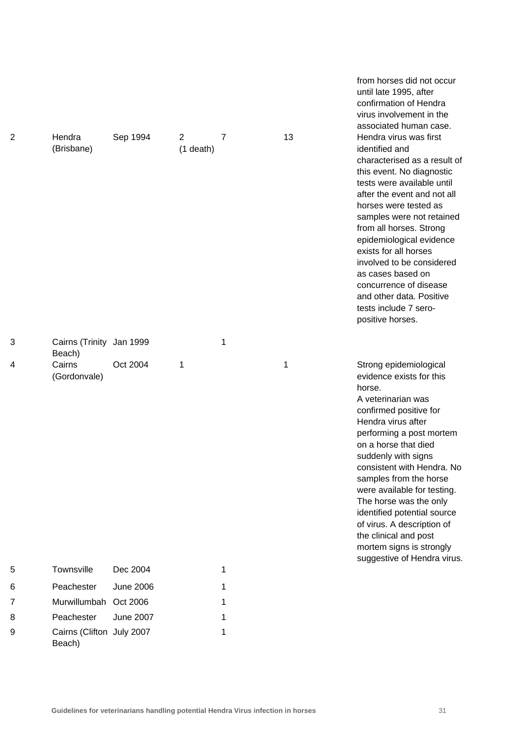| | | | | | | |
|---|---|---|---|---|---|---|
| | | | | | | from horses did not occur until late 1995, after confirmation of Hendra virus involvement in the associated human case. |
| 2 | Hendra (Brisbane) | Sep 1994 | 2 (1 death) | 7 | 13 | Hendra virus was first identified and characterised as a result of this event. No diagnostic tests were available until after the event and not all horses were tested as samples were not retained from all horses. Strong epidemiological evidence exists for all horses involved to be considered as cases based on concurrence of disease and other data. Positive tests include 7 sero-positive horses. |
| 3 | Cairns (Trinity Beach) | Jan 1999 | | 1 | | |
| 4 | Cairns (Gordonvale) | Oct 2004 | 1 | | 1 | Strong epidemiological evidence exists for this horse. A veterinarian was confirmed positive for Hendra virus after performing a post mortem on a horse that died suddenly with signs consistent with Hendra. No samples from the horse were available for testing. The horse was the only identified potential source of virus. A description of the clinical and post mortem signs is strongly suggestive of Hendra virus. |
| 5 | Townsville | Dec 2004 | | 1 | | |
| 6 | Peachester | June 2006 | | 1 | | |
| 7 | Murwillumbah | Oct 2006 | | 1 | | |
| 8 | Peachester | June 2007 | | 1 | | |
| 9 | Cairns (Clifton Beach) | July 2007 | | 1 | | |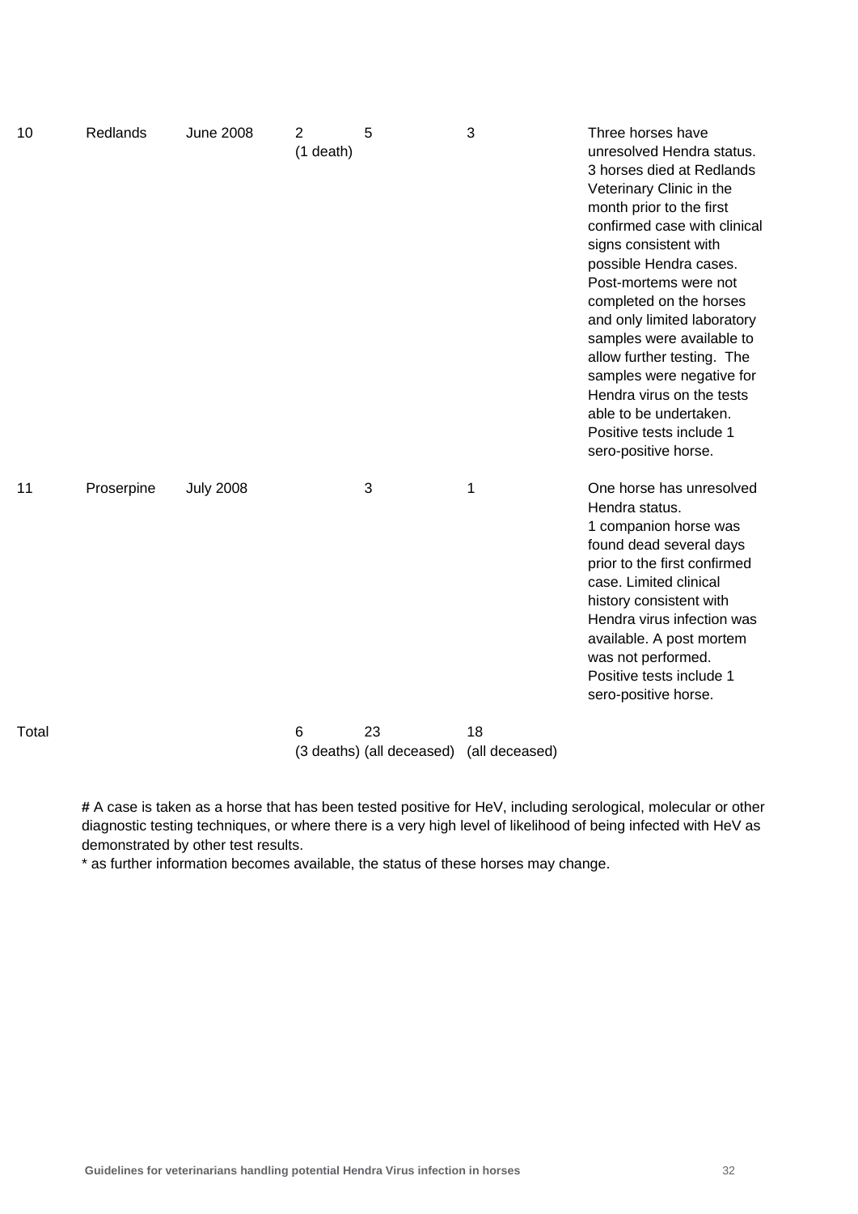| | | | | | | |
|---|---|---|---|---|---|---|
| 10 | Redlands | June 2008 | 2 (1 death) | 5 | 3 | Three horses have unresolved Hendra status. 3 horses died at Redlands Veterinary Clinic in the month prior to the first confirmed case with clinical signs consistent with possible Hendra cases. Post-mortems were not completed on the horses and only limited laboratory samples were available to allow further testing. The samples were negative for Hendra virus on the tests able to be undertaken. Positive tests include 1 sero-positive horse. |
| 11 | Proserpine | July 2008 | | 3 | 1 | One horse has unresolved Hendra status. 1 companion horse was found dead several days prior to the first confirmed case. Limited clinical history consistent with Hendra virus infection was available. A post mortem was not performed. Positive tests include 1 sero-positive horse. |
| Total | | | 6 (3 deaths) | 23 (all deceased) | 18 (all deceased) | |

**#** A case is taken as a horse that has been tested positive for HeV, including serological, molecular or other diagnostic testing techniques, or where there is a very high level of likelihood of being infected with HeV as demonstrated by other test results.

* as further information becomes available, the status of these horses may change.